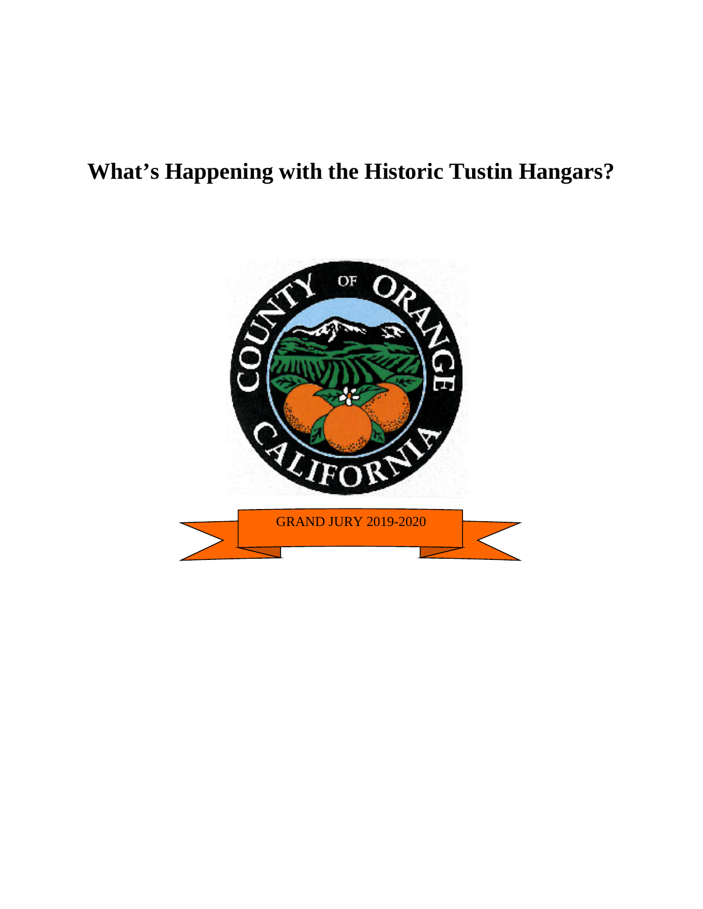# What's Happening with the Historic Tustin Hangars?

GRAND JURY 2019-2020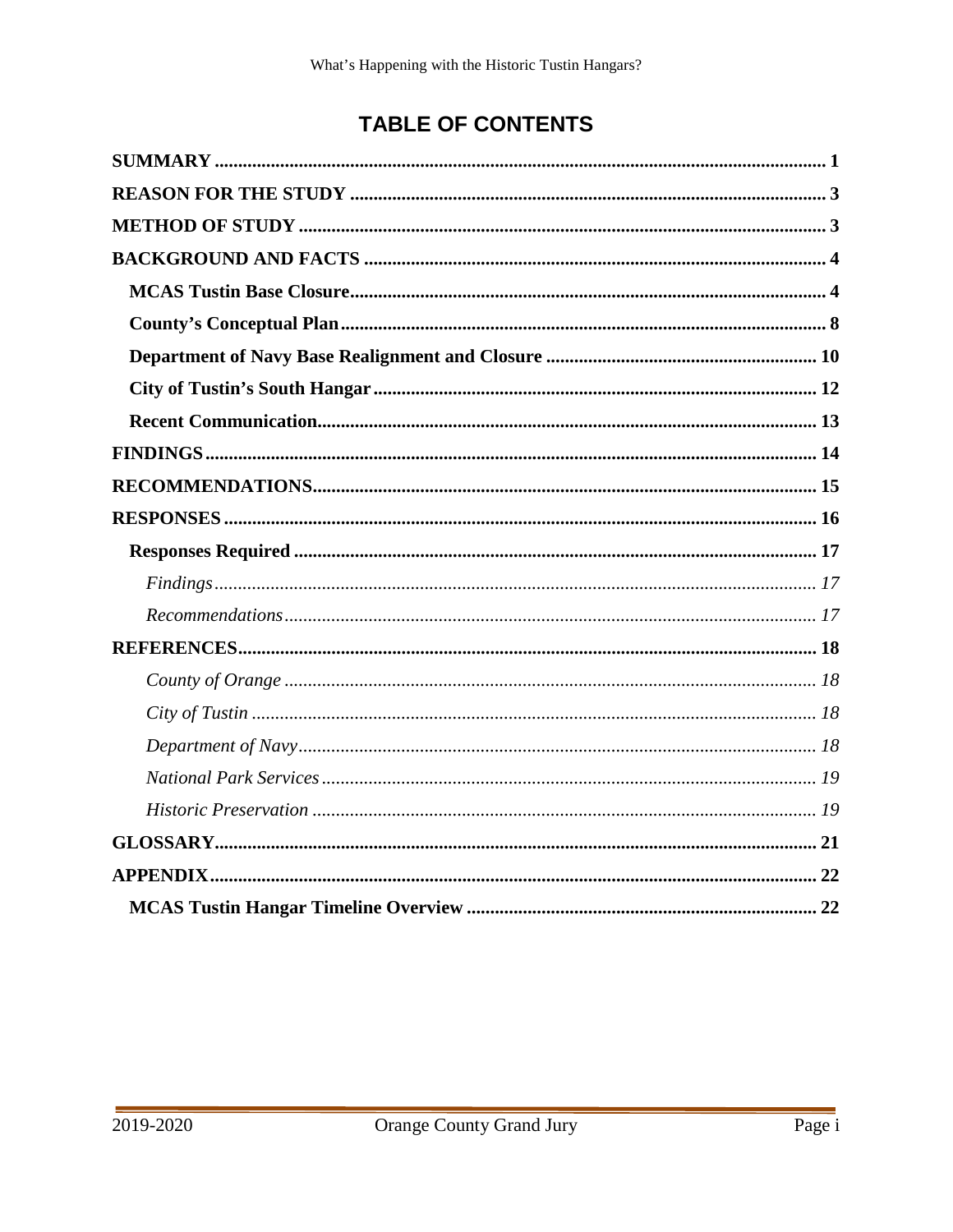# TABLE OF CONTENTS

**SUMMARY** ..... **1**

**REASON FOR THE STUDY** ..... **3**

**METHOD OF STUDY** ..... **3**

**BACKGROUND AND FACTS** ..... **4**

- **MCAS Tustin Base Closure** ..... **4**
- **County's Conceptual Plan** ..... **8**
- **Department of Navy Base Realignment and Closure** ..... **10**
- **City of Tustin's South Hangar** ..... **12**
- **Recent Communication** ..... **13**

**FINDINGS** ..... **14**

**RECOMMENDATIONS** ..... **15**

**RESPONSES** ..... **16**

- **Responses Required** ..... **17**
  - *Findings* ..... *17*
  - *Recommendations* ..... *17*

**REFERENCES** ..... **18**

- *County of Orange* ..... *18*
- *City of Tustin* ..... *18*
- *Department of Navy* ..... *18*
- *National Park Services* ..... *19*
- *Historic Preservation* ..... *19*

**GLOSSARY** ..... **21**

**APPENDIX** ..... **22**

- **MCAS Tustin Hangar Timeline Overview** ..... **22**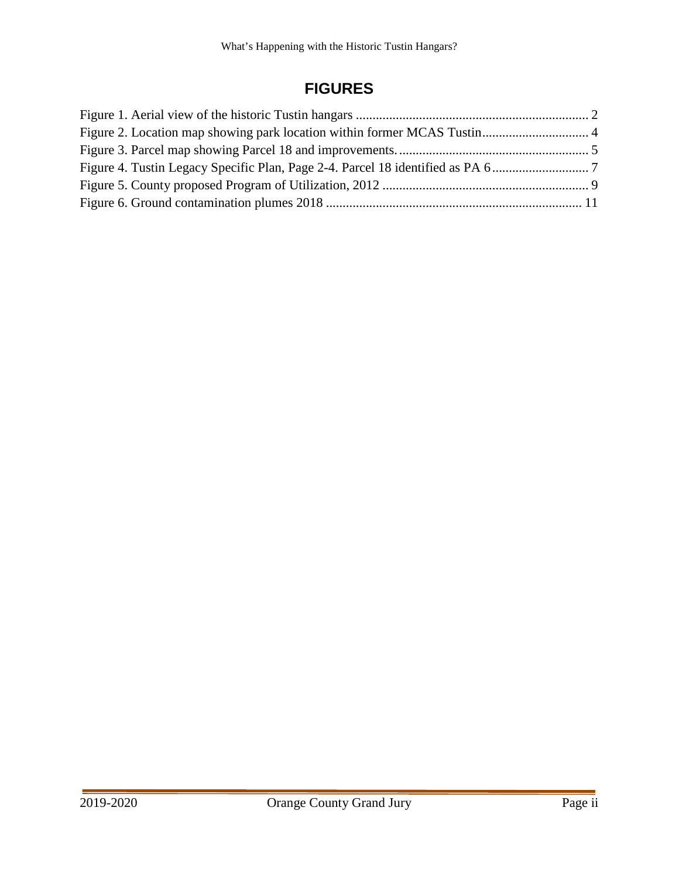## FIGURES

Figure 1. Aerial view of the historic Tustin hangars ........................................................ 2

Figure 2. Location map showing park location within former MCAS Tustin................................ 4

Figure 3. Parcel map showing Parcel 18 and improvements. ........................................................ 5

Figure 4. Tustin Legacy Specific Plan, Page 2-4. Parcel 18 identified as PA 6 ............................ 7

Figure 5. County proposed Program of Utilization, 2012 .............................................................. 9

Figure 6. Ground contamination plumes 2018 ............................................................................ 11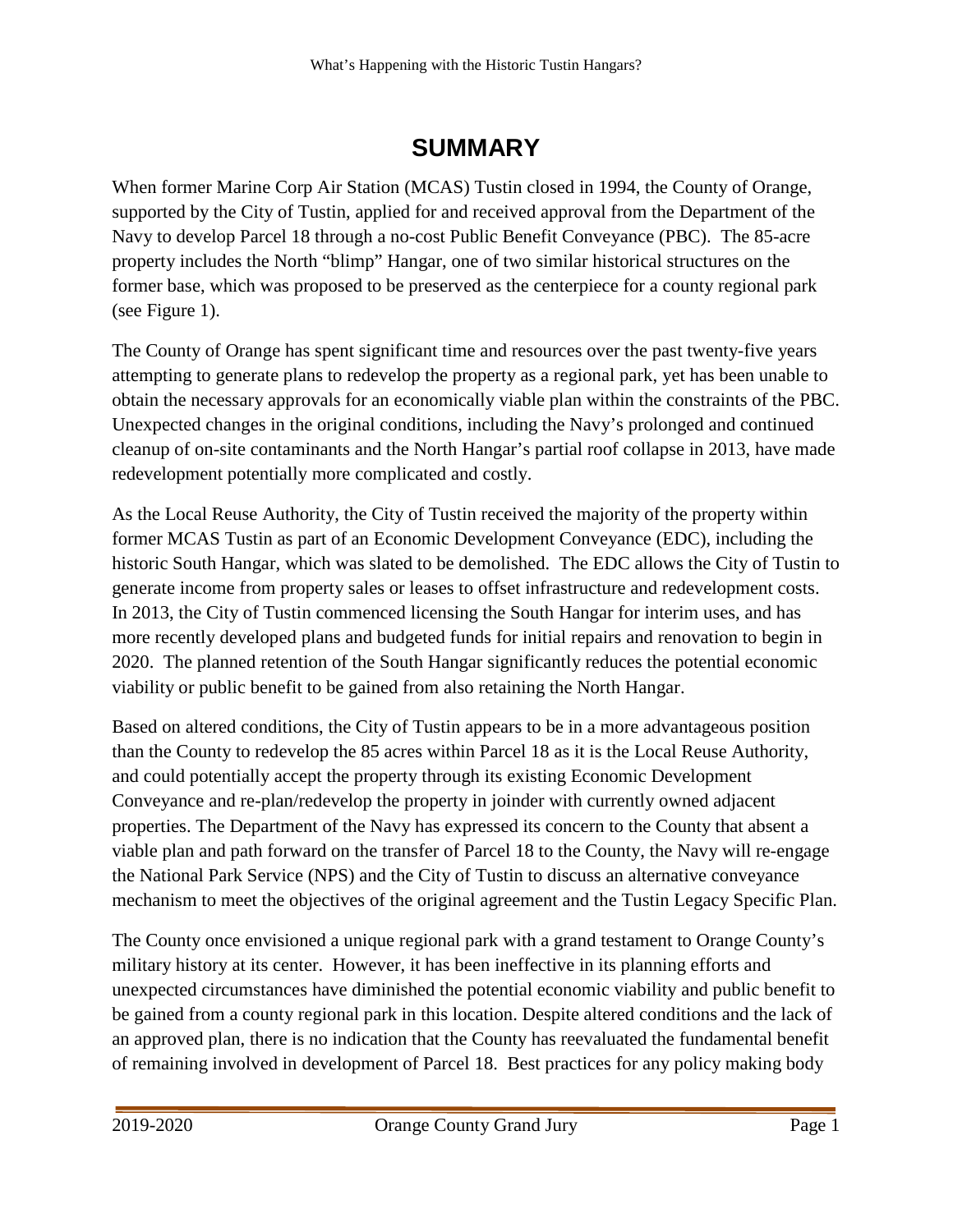# SUMMARY

When former Marine Corp Air Station (MCAS) Tustin closed in 1994, the County of Orange, supported by the City of Tustin, applied for and received approval from the Department of the Navy to develop Parcel 18 through a no-cost Public Benefit Conveyance (PBC). The 85-acre property includes the North "blimp" Hangar, one of two similar historical structures on the former base, which was proposed to be preserved as the centerpiece for a county regional park (see Figure 1).

The County of Orange has spent significant time and resources over the past twenty-five years attempting to generate plans to redevelop the property as a regional park, yet has been unable to obtain the necessary approvals for an economically viable plan within the constraints of the PBC. Unexpected changes in the original conditions, including the Navy's prolonged and continued cleanup of on-site contaminants and the North Hangar's partial roof collapse in 2013, have made redevelopment potentially more complicated and costly.

As the Local Reuse Authority, the City of Tustin received the majority of the property within former MCAS Tustin as part of an Economic Development Conveyance (EDC), including the historic South Hangar, which was slated to be demolished. The EDC allows the City of Tustin to generate income from property sales or leases to offset infrastructure and redevelopment costs. In 2013, the City of Tustin commenced licensing the South Hangar for interim uses, and has more recently developed plans and budgeted funds for initial repairs and renovation to begin in 2020. The planned retention of the South Hangar significantly reduces the potential economic viability or public benefit to be gained from also retaining the North Hangar.

Based on altered conditions, the City of Tustin appears to be in a more advantageous position than the County to redevelop the 85 acres within Parcel 18 as it is the Local Reuse Authority, and could potentially accept the property through its existing Economic Development Conveyance and re-plan/redevelop the property in joinder with currently owned adjacent properties. The Department of the Navy has expressed its concern to the County that absent a viable plan and path forward on the transfer of Parcel 18 to the County, the Navy will re-engage the National Park Service (NPS) and the City of Tustin to discuss an alternative conveyance mechanism to meet the objectives of the original agreement and the Tustin Legacy Specific Plan.

The County once envisioned a unique regional park with a grand testament to Orange County's military history at its center. However, it has been ineffective in its planning efforts and unexpected circumstances have diminished the potential economic viability and public benefit to be gained from a county regional park in this location. Despite altered conditions and the lack of an approved plan, there is no indication that the County has reevaluated the fundamental benefit of remaining involved in development of Parcel 18. Best practices for any policy making body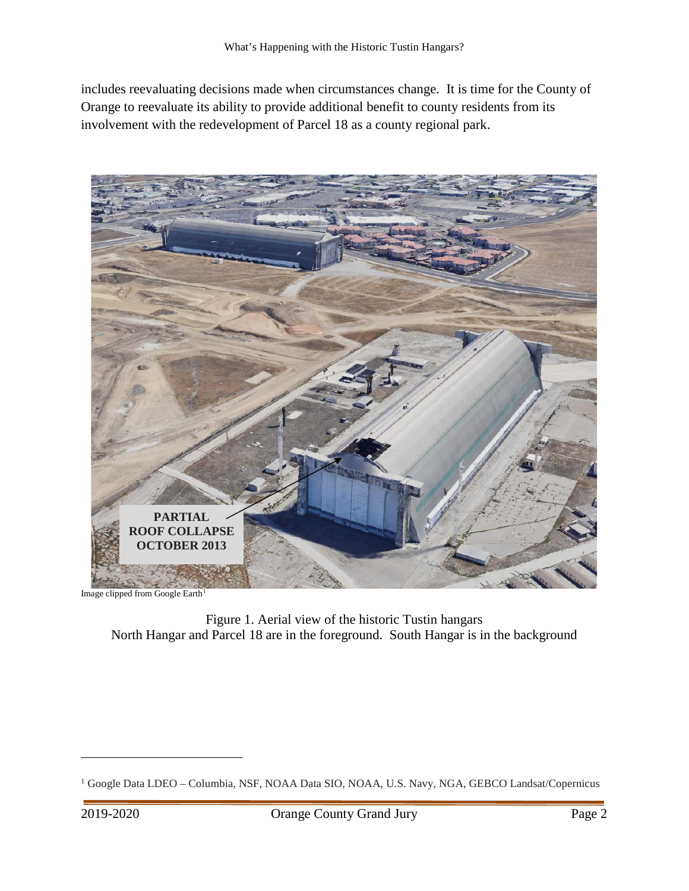includes reevaluating decisions made when circumstances change. It is time for the County of Orange to reevaluate its ability to provide additional benefit to county residents from its involvement with the redevelopment of Parcel 18 as a county regional park.

Image clipped from Google Earth[1]

Figure 1. Aerial view of the historic Tustin hangars
North Hangar and Parcel 18 are in the foreground. South Hangar is in the background

[1] Google Data LDEO – Columbia, NSF, NOAA Data SIO, NOAA, U.S. Navy, NGA, GEBCO Landsat/Copernicus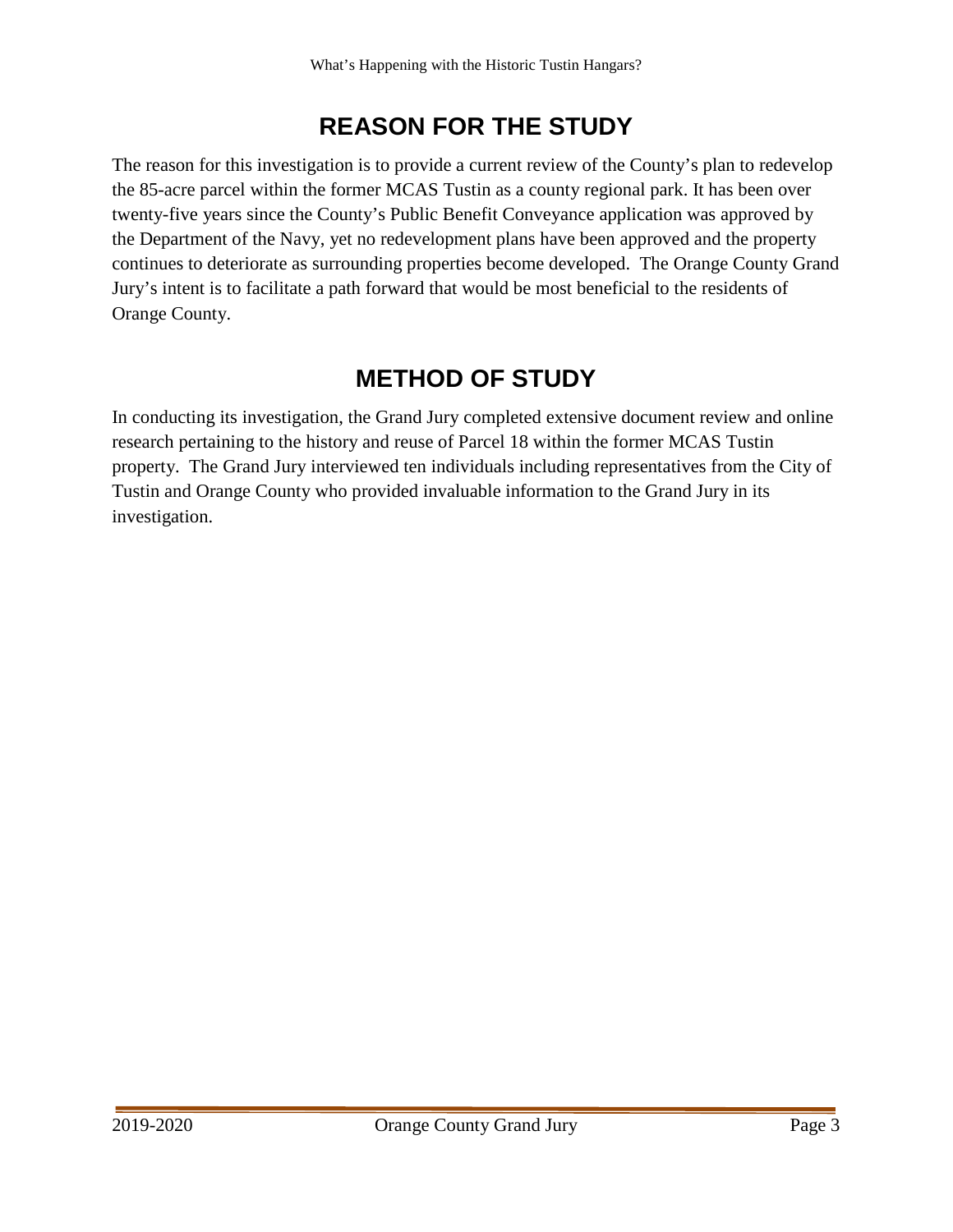## REASON FOR THE STUDY

The reason for this investigation is to provide a current review of the County's plan to redevelop the 85-acre parcel within the former MCAS Tustin as a county regional park. It has been over twenty-five years since the County's Public Benefit Conveyance application was approved by the Department of the Navy, yet no redevelopment plans have been approved and the property continues to deteriorate as surrounding properties become developed. The Orange County Grand Jury's intent is to facilitate a path forward that would be most beneficial to the residents of Orange County.

## METHOD OF STUDY

In conducting its investigation, the Grand Jury completed extensive document review and online research pertaining to the history and reuse of Parcel 18 within the former MCAS Tustin property. The Grand Jury interviewed ten individuals including representatives from the City of Tustin and Orange County who provided invaluable information to the Grand Jury in its investigation.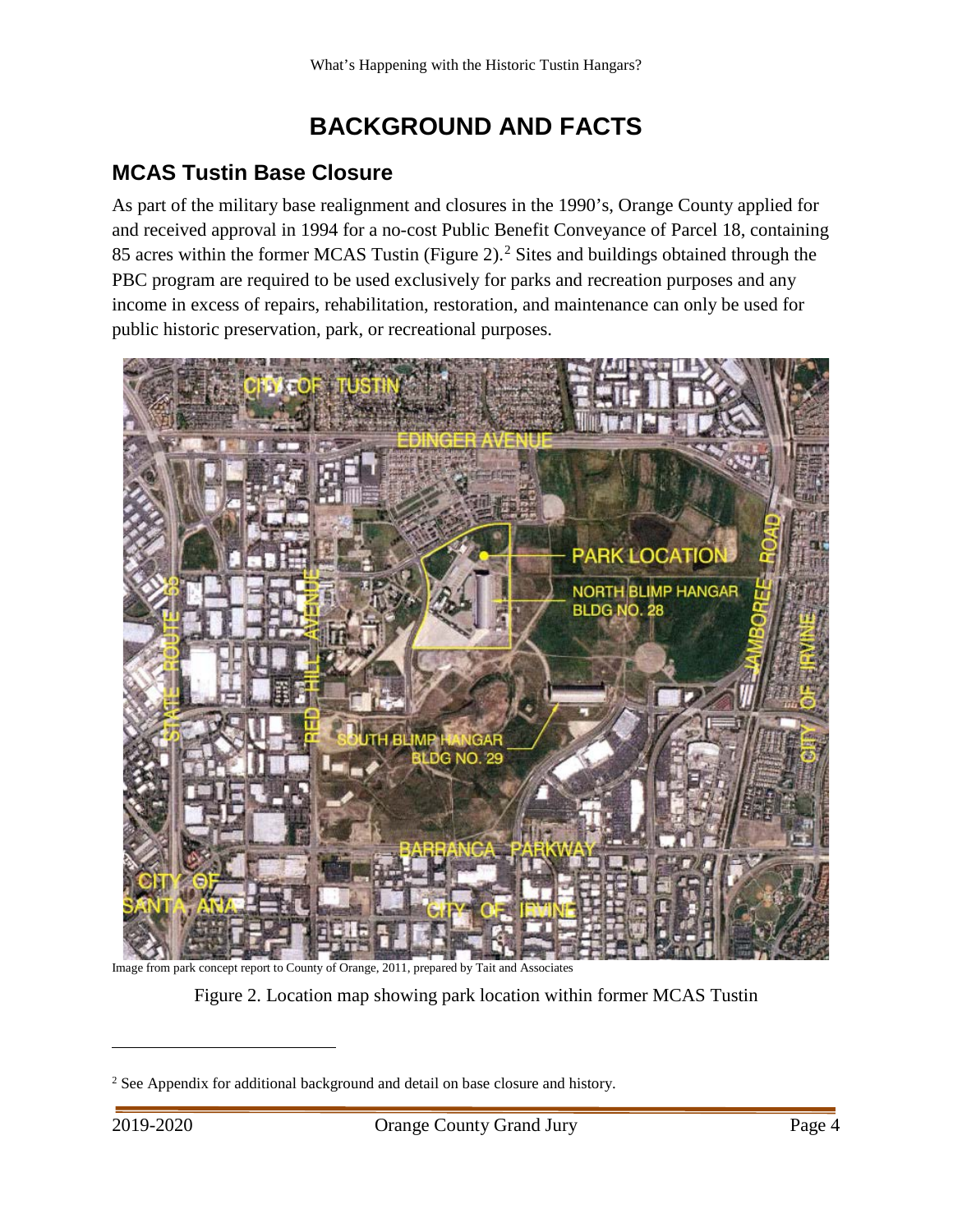# BACKGROUND AND FACTS

## MCAS Tustin Base Closure

As part of the military base realignment and closures in the 1990's, Orange County applied for and received approval in 1994 for a no-cost Public Benefit Conveyance of Parcel 18, containing 85 acres within the former MCAS Tustin (Figure 2).[2] Sites and buildings obtained through the PBC program are required to be used exclusively for parks and recreation purposes and any income in excess of repairs, rehabilitation, restoration, and maintenance can only be used for public historic preservation, park, or recreational purposes.

Image from park concept report to County of Orange, 2011, prepared by Tait and Associates

Figure 2. Location map showing park location within former MCAS Tustin

[2] See Appendix for additional background and detail on base closure and history.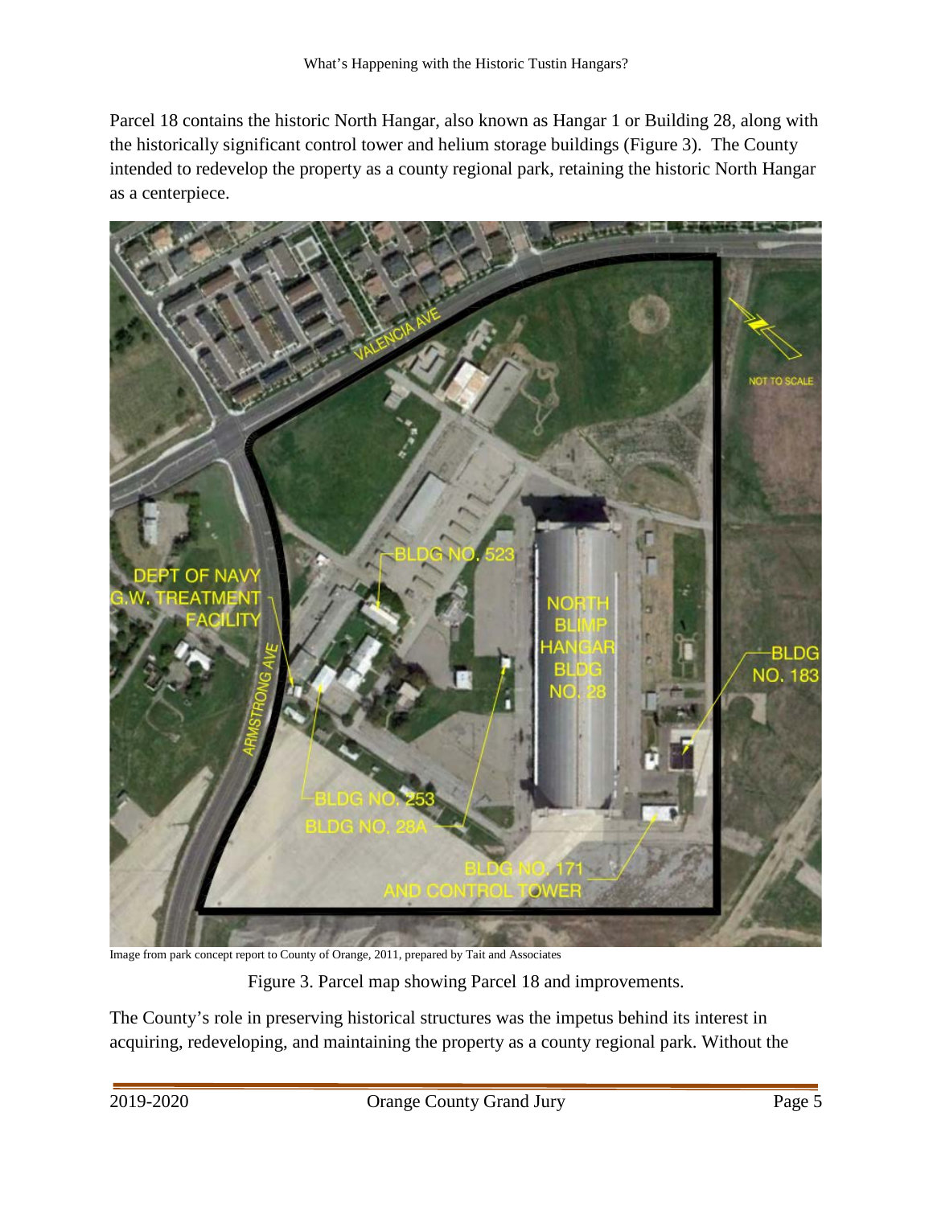Parcel 18 contains the historic North Hangar, also known as Hangar 1 or Building 28, along with the historically significant control tower and helium storage buildings (Figure 3). The County intended to redevelop the property as a county regional park, retaining the historic North Hangar as a centerpiece.

Image from park concept report to County of Orange, 2011, prepared by Tait and Associates

Figure 3. Parcel map showing Parcel 18 and improvements.

The County's role in preserving historical structures was the impetus behind its interest in acquiring, redeveloping, and maintaining the property as a county regional park. Without the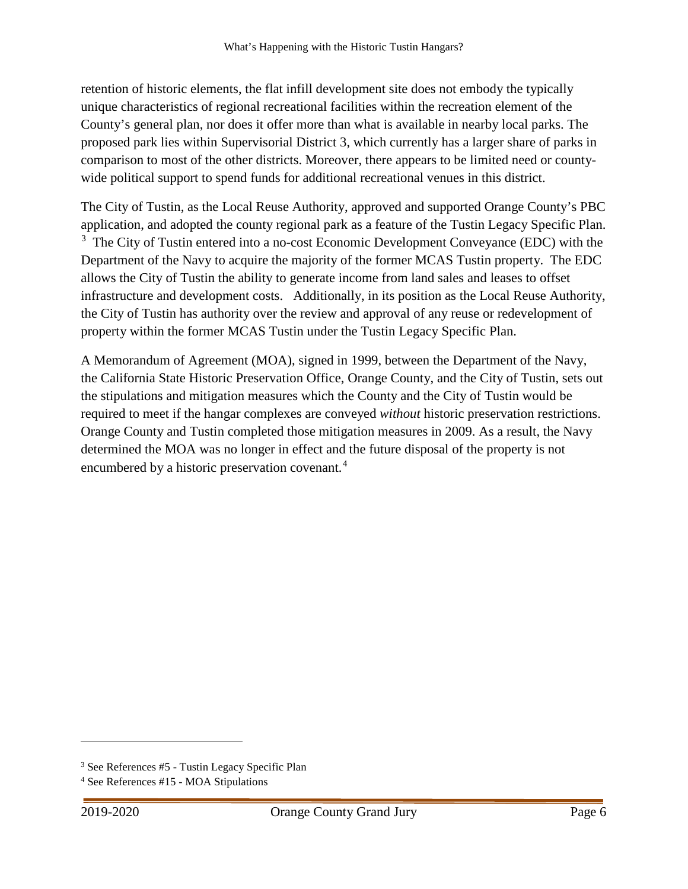retention of historic elements, the flat infill development site does not embody the typically unique characteristics of regional recreational facilities within the recreation element of the County's general plan, nor does it offer more than what is available in nearby local parks. The proposed park lies within Supervisorial District 3, which currently has a larger share of parks in comparison to most of the other districts. Moreover, there appears to be limited need or county-wide political support to spend funds for additional recreational venues in this district.

The City of Tustin, as the Local Reuse Authority, approved and supported Orange County's PBC application, and adopted the county regional park as a feature of the Tustin Legacy Specific Plan. [3] The City of Tustin entered into a no-cost Economic Development Conveyance (EDC) with the Department of the Navy to acquire the majority of the former MCAS Tustin property. The EDC allows the City of Tustin the ability to generate income from land sales and leases to offset infrastructure and development costs. Additionally, in its position as the Local Reuse Authority, the City of Tustin has authority over the review and approval of any reuse or redevelopment of property within the former MCAS Tustin under the Tustin Legacy Specific Plan.

A Memorandum of Agreement (MOA), signed in 1999, between the Department of the Navy, the California State Historic Preservation Office, Orange County, and the City of Tustin, sets out the stipulations and mitigation measures which the County and the City of Tustin would be required to meet if the hangar complexes are conveyed *without* historic preservation restrictions. Orange County and Tustin completed those mitigation measures in 2009. As a result, the Navy determined the MOA was no longer in effect and the future disposal of the property is not encumbered by a historic preservation covenant.[4]

---

[3] See References #5 - Tustin Legacy Specific Plan

[4] See References #15 - MOA Stipulations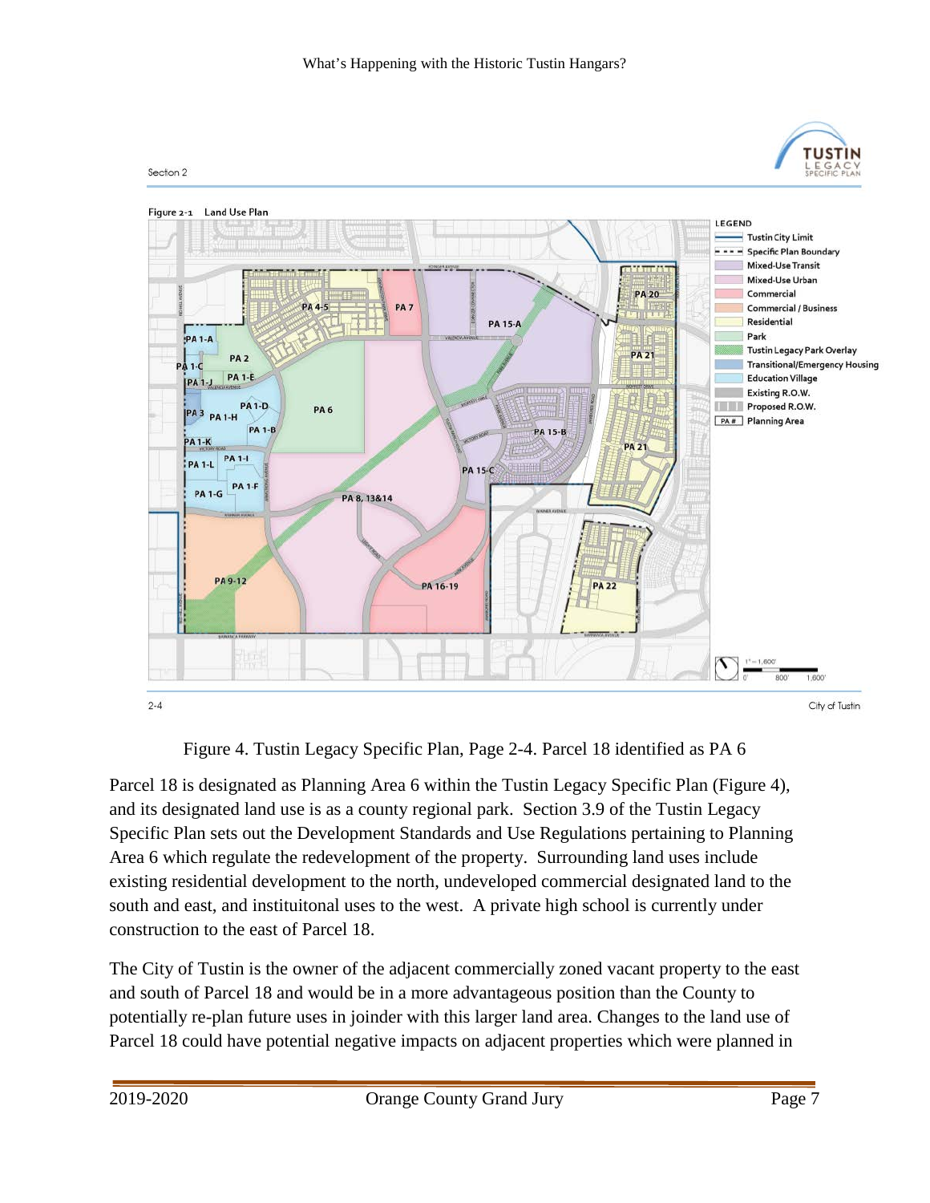Figure 4. Tustin Legacy Specific Plan, Page 2-4. Parcel 18 identified as PA 6

Parcel 18 is designated as Planning Area 6 within the Tustin Legacy Specific Plan (Figure 4), and its designated land use is as a county regional park. Section 3.9 of the Tustin Legacy Specific Plan sets out the Development Standards and Use Regulations pertaining to Planning Area 6 which regulate the redevelopment of the property. Surrounding land uses include existing residential development to the north, undeveloped commercial designated land to the south and east, and instituitonal uses to the west. A private high school is currently under construction to the east of Parcel 18.

The City of Tustin is the owner of the adjacent commercially zoned vacant property to the east and south of Parcel 18 and would be in a more advantageous position than the County to potentially re-plan future uses in joinder with this larger land area. Changes to the land use of Parcel 18 could have potential negative impacts on adjacent properties which were planned in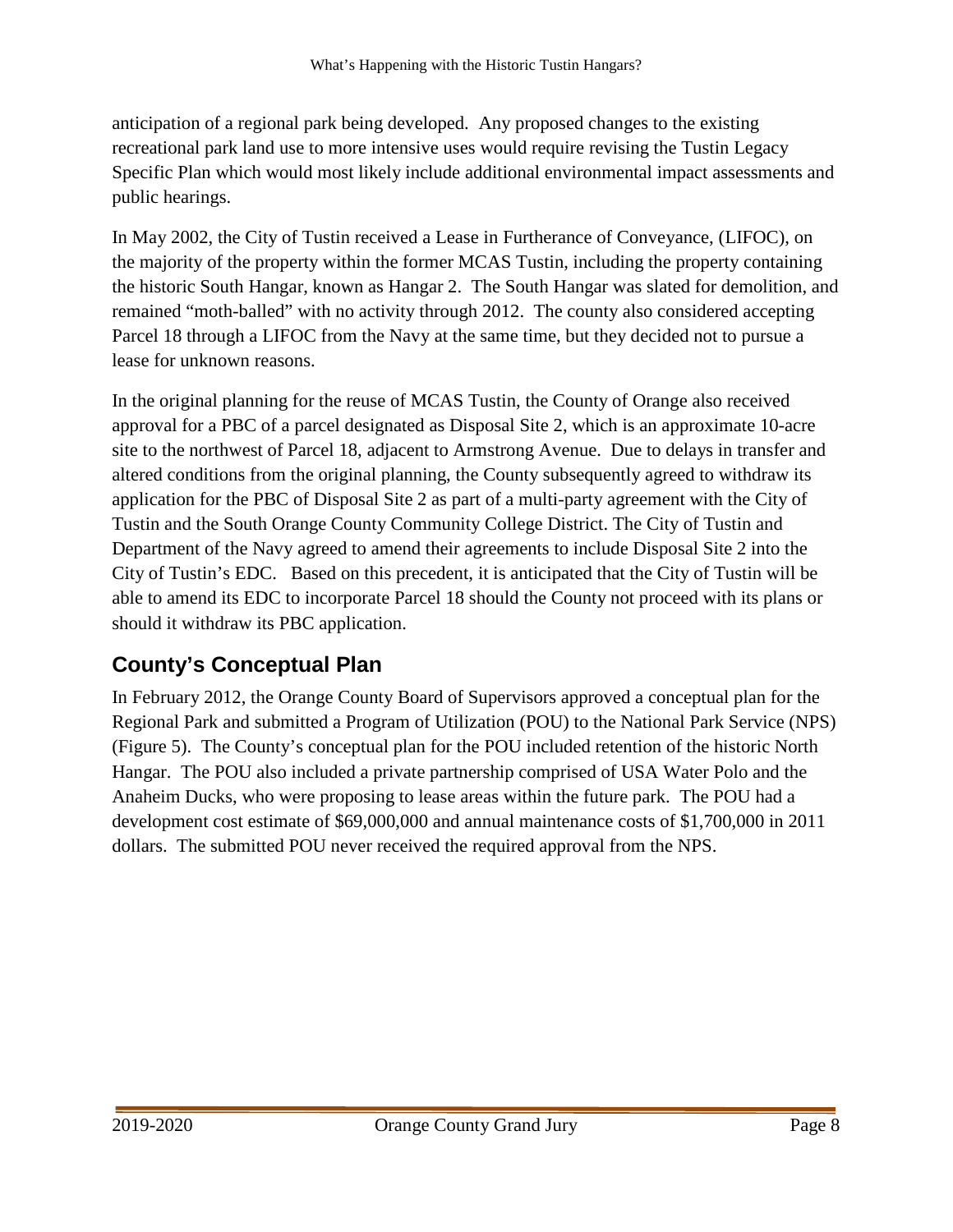anticipation of a regional park being developed. Any proposed changes to the existing recreational park land use to more intensive uses would require revising the Tustin Legacy Specific Plan which would most likely include additional environmental impact assessments and public hearings.

In May 2002, the City of Tustin received a Lease in Furtherance of Conveyance, (LIFOC), on the majority of the property within the former MCAS Tustin, including the property containing the historic South Hangar, known as Hangar 2. The South Hangar was slated for demolition, and remained "moth-balled" with no activity through 2012. The county also considered accepting Parcel 18 through a LIFOC from the Navy at the same time, but they decided not to pursue a lease for unknown reasons.

In the original planning for the reuse of MCAS Tustin, the County of Orange also received approval for a PBC of a parcel designated as Disposal Site 2, which is an approximate 10-acre site to the northwest of Parcel 18, adjacent to Armstrong Avenue. Due to delays in transfer and altered conditions from the original planning, the County subsequently agreed to withdraw its application for the PBC of Disposal Site 2 as part of a multi-party agreement with the City of Tustin and the South Orange County Community College District. The City of Tustin and Department of the Navy agreed to amend their agreements to include Disposal Site 2 into the City of Tustin's EDC. Based on this precedent, it is anticipated that the City of Tustin will be able to amend its EDC to incorporate Parcel 18 should the County not proceed with its plans or should it withdraw its PBC application.

## County's Conceptual Plan

In February 2012, the Orange County Board of Supervisors approved a conceptual plan for the Regional Park and submitted a Program of Utilization (POU) to the National Park Service (NPS) (Figure 5). The County's conceptual plan for the POU included retention of the historic North Hangar. The POU also included a private partnership comprised of USA Water Polo and the Anaheim Ducks, who were proposing to lease areas within the future park. The POU had a development cost estimate of $69,000,000 and annual maintenance costs of $1,700,000 in 2011 dollars. The submitted POU never received the required approval from the NPS.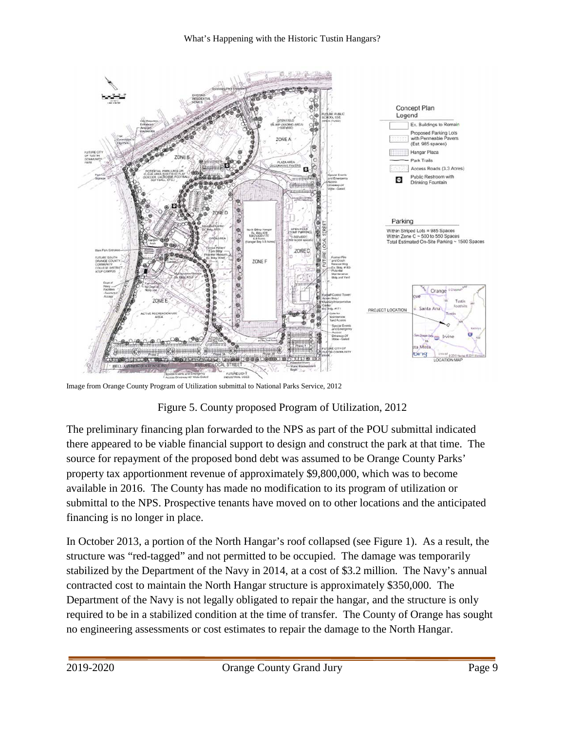Image from Orange County Program of Utilization submittal to National Parks Service, 2012

Figure 5. County proposed Program of Utilization, 2012

The preliminary financing plan forwarded to the NPS as part of the POU submittal indicated there appeared to be viable financial support to design and construct the park at that time. The source for repayment of the proposed bond debt was assumed to be Orange County Parks' property tax apportionment revenue of approximately $9,800,000, which was to become available in 2016. The County has made no modification to its program of utilization or submittal to the NPS. Prospective tenants have moved on to other locations and the anticipated financing is no longer in place.

In October 2013, a portion of the North Hangar's roof collapsed (see Figure 1). As a result, the structure was "red-tagged" and not permitted to be occupied. The damage was temporarily stabilized by the Department of the Navy in 2014, at a cost of $3.2 million. The Navy's annual contracted cost to maintain the North Hangar structure is approximately $350,000. The Department of the Navy is not legally obligated to repair the hangar, and the structure is only required to be in a stabilized condition at the time of transfer. The County of Orange has sought no engineering assessments or cost estimates to repair the damage to the North Hangar.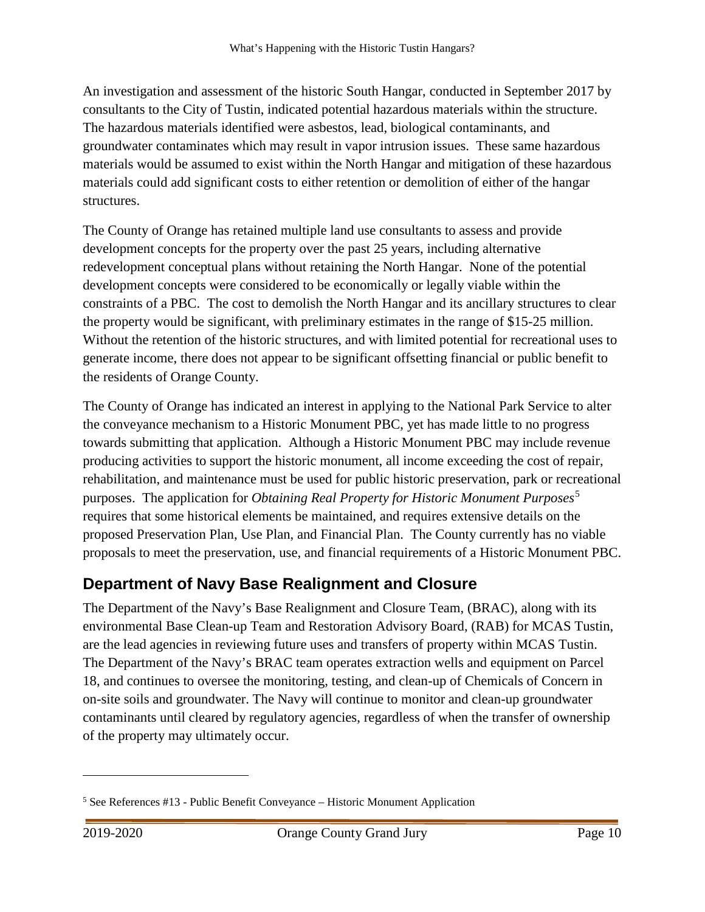An investigation and assessment of the historic South Hangar, conducted in September 2017 by consultants to the City of Tustin, indicated potential hazardous materials within the structure. The hazardous materials identified were asbestos, lead, biological contaminants, and groundwater contaminates which may result in vapor intrusion issues. These same hazardous materials would be assumed to exist within the North Hangar and mitigation of these hazardous materials could add significant costs to either retention or demolition of either of the hangar structures.

The County of Orange has retained multiple land use consultants to assess and provide development concepts for the property over the past 25 years, including alternative redevelopment conceptual plans without retaining the North Hangar. None of the potential development concepts were considered to be economically or legally viable within the constraints of a PBC. The cost to demolish the North Hangar and its ancillary structures to clear the property would be significant, with preliminary estimates in the range of $15-25 million. Without the retention of the historic structures, and with limited potential for recreational uses to generate income, there does not appear to be significant offsetting financial or public benefit to the residents of Orange County.

The County of Orange has indicated an interest in applying to the National Park Service to alter the conveyance mechanism to a Historic Monument PBC, yet has made little to no progress towards submitting that application. Although a Historic Monument PBC may include revenue producing activities to support the historic monument, all income exceeding the cost of repair, rehabilitation, and maintenance must be used for public historic preservation, park or recreational purposes. The application for *Obtaining Real Property for Historic Monument Purposes*[5] requires that some historical elements be maintained, and requires extensive details on the proposed Preservation Plan, Use Plan, and Financial Plan. The County currently has no viable proposals to meet the preservation, use, and financial requirements of a Historic Monument PBC.

## Department of Navy Base Realignment and Closure

The Department of the Navy's Base Realignment and Closure Team, (BRAC), along with its environmental Base Clean-up Team and Restoration Advisory Board, (RAB) for MCAS Tustin, are the lead agencies in reviewing future uses and transfers of property within MCAS Tustin. The Department of the Navy's BRAC team operates extraction wells and equipment on Parcel 18, and continues to oversee the monitoring, testing, and clean-up of Chemicals of Concern in on-site soils and groundwater. The Navy will continue to monitor and clean-up groundwater contaminants until cleared by regulatory agencies, regardless of when the transfer of ownership of the property may ultimately occur.

---

[5] See References #13 - Public Benefit Conveyance – Historic Monument Application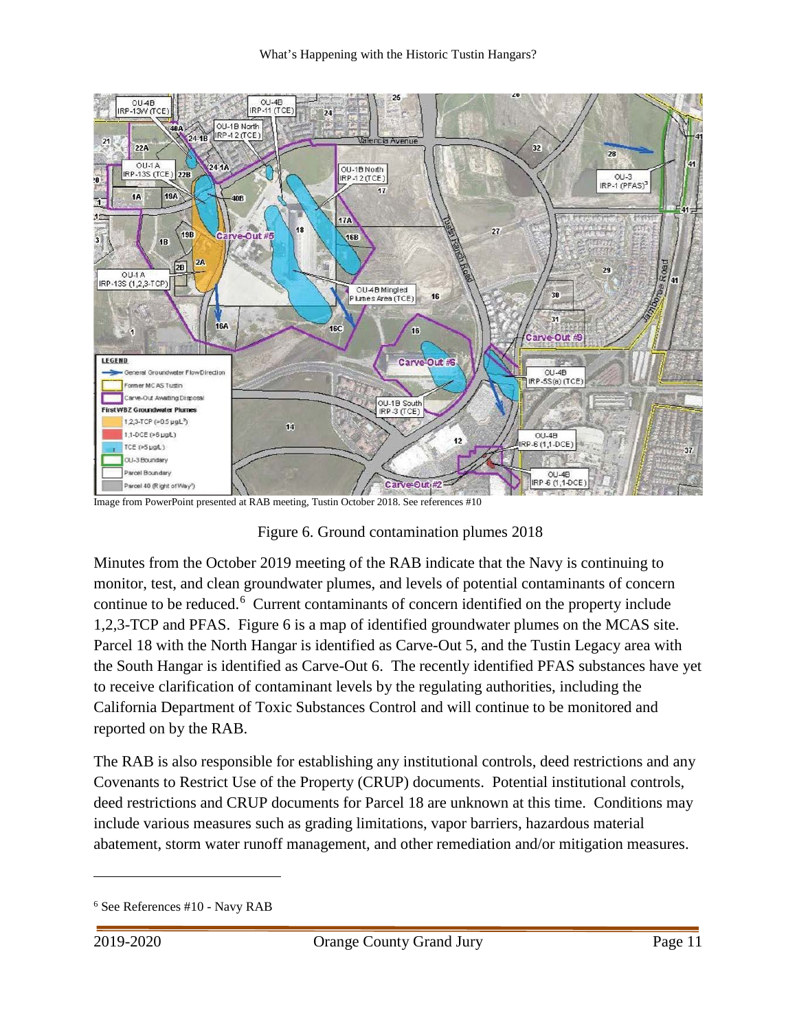Image from PowerPoint presented at RAB meeting, Tustin October 2018. See references #10

Figure 6. Ground contamination plumes 2018

Minutes from the October 2019 meeting of the RAB indicate that the Navy is continuing to monitor, test, and clean groundwater plumes, and levels of potential contaminants of concern continue to be reduced.[6] Current contaminants of concern identified on the property include 1,2,3-TCP and PFAS. Figure 6 is a map of identified groundwater plumes on the MCAS site. Parcel 18 with the North Hangar is identified as Carve-Out 5, and the Tustin Legacy area with the South Hangar is identified as Carve-Out 6. The recently identified PFAS substances have yet to receive clarification of contaminant levels by the regulating authorities, including the California Department of Toxic Substances Control and will continue to be monitored and reported on by the RAB.

The RAB is also responsible for establishing any institutional controls, deed restrictions and any Covenants to Restrict Use of the Property (CRUP) documents. Potential institutional controls, deed restrictions and CRUP documents for Parcel 18 are unknown at this time. Conditions may include various measures such as grading limitations, vapor barriers, hazardous material abatement, storm water runoff management, and other remediation and/or mitigation measures.

[6] See References #10 - Navy RAB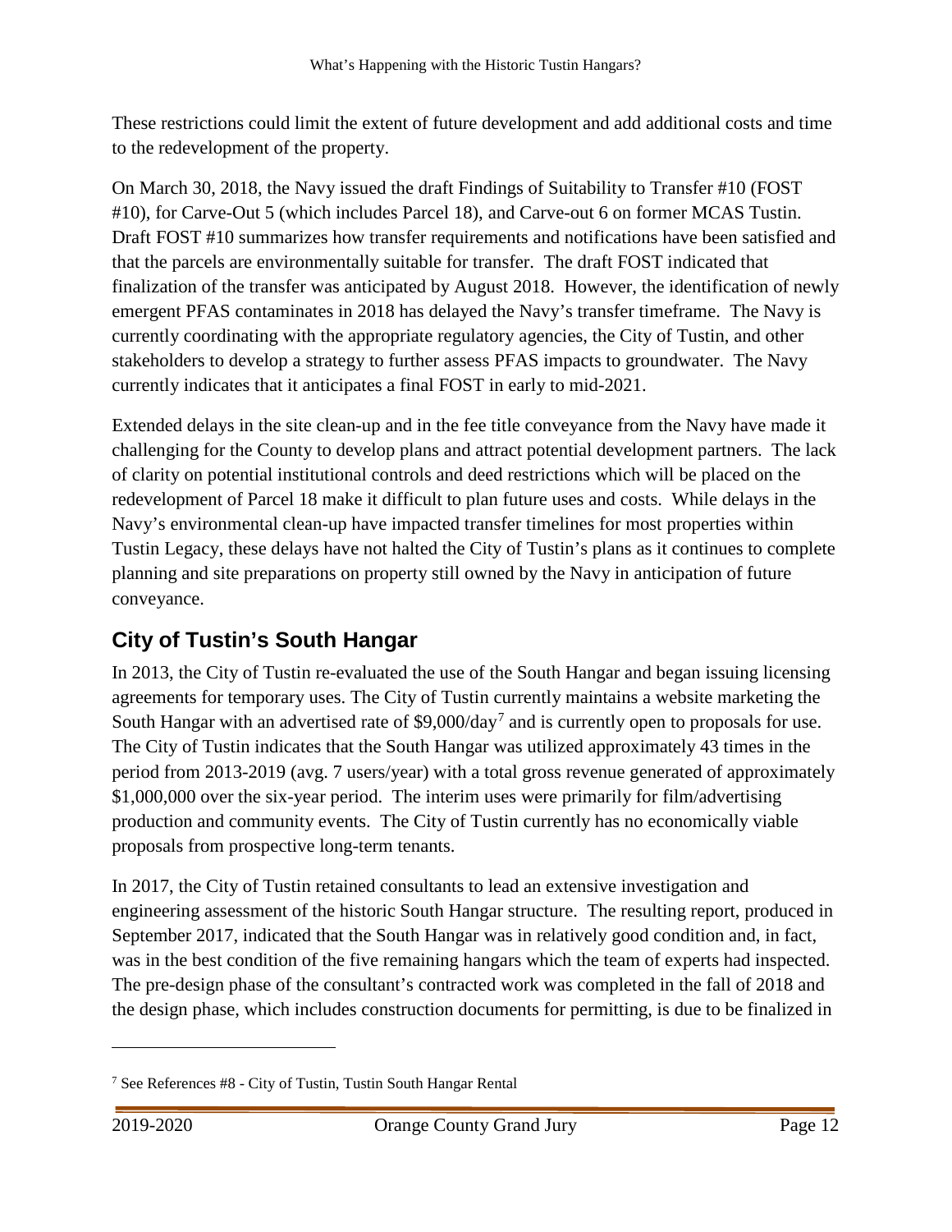These restrictions could limit the extent of future development and add additional costs and time to the redevelopment of the property.

On March 30, 2018, the Navy issued the draft Findings of Suitability to Transfer #10 (FOST #10), for Carve-Out 5 (which includes Parcel 18), and Carve-out 6 on former MCAS Tustin. Draft FOST #10 summarizes how transfer requirements and notifications have been satisfied and that the parcels are environmentally suitable for transfer. The draft FOST indicated that finalization of the transfer was anticipated by August 2018. However, the identification of newly emergent PFAS contaminates in 2018 has delayed the Navy's transfer timeframe. The Navy is currently coordinating with the appropriate regulatory agencies, the City of Tustin, and other stakeholders to develop a strategy to further assess PFAS impacts to groundwater. The Navy currently indicates that it anticipates a final FOST in early to mid-2021.

Extended delays in the site clean-up and in the fee title conveyance from the Navy have made it challenging for the County to develop plans and attract potential development partners. The lack of clarity on potential institutional controls and deed restrictions which will be placed on the redevelopment of Parcel 18 make it difficult to plan future uses and costs. While delays in the Navy's environmental clean-up have impacted transfer timelines for most properties within Tustin Legacy, these delays have not halted the City of Tustin's plans as it continues to complete planning and site preparations on property still owned by the Navy in anticipation of future conveyance.

## City of Tustin's South Hangar

In 2013, the City of Tustin re-evaluated the use of the South Hangar and began issuing licensing agreements for temporary uses. The City of Tustin currently maintains a website marketing the South Hangar with an advertised rate of $9,000/day[7] and is currently open to proposals for use. The City of Tustin indicates that the South Hangar was utilized approximately 43 times in the period from 2013-2019 (avg. 7 users/year) with a total gross revenue generated of approximately $1,000,000 over the six-year period. The interim uses were primarily for film/advertising production and community events. The City of Tustin currently has no economically viable proposals from prospective long-term tenants.

In 2017, the City of Tustin retained consultants to lead an extensive investigation and engineering assessment of the historic South Hangar structure. The resulting report, produced in September 2017, indicated that the South Hangar was in relatively good condition and, in fact, was in the best condition of the five remaining hangars which the team of experts had inspected. The pre-design phase of the consultant's contracted work was completed in the fall of 2018 and the design phase, which includes construction documents for permitting, is due to be finalized in

---

[7] See References #8 - City of Tustin, Tustin South Hangar Rental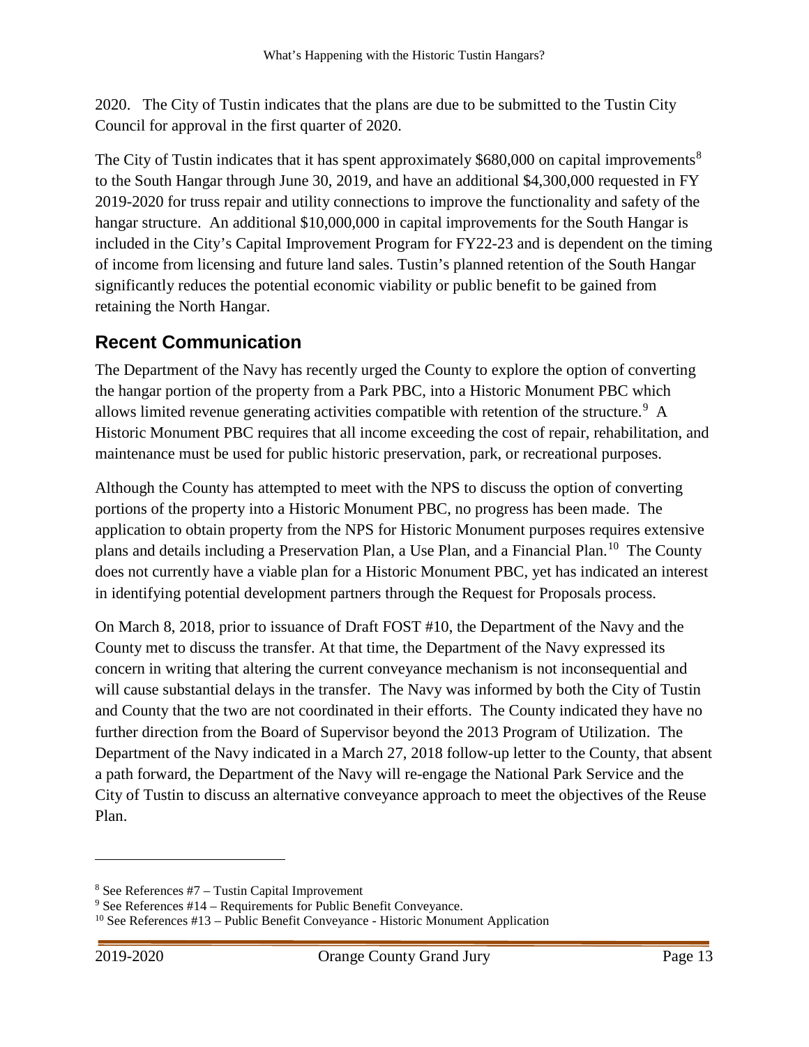2020. The City of Tustin indicates that the plans are due to be submitted to the Tustin City Council for approval in the first quarter of 2020.

The City of Tustin indicates that it has spent approximately $680,000 on capital improvements[8] to the South Hangar through June 30, 2019, and have an additional $4,300,000 requested in FY 2019-2020 for truss repair and utility connections to improve the functionality and safety of the hangar structure. An additional $10,000,000 in capital improvements for the South Hangar is included in the City's Capital Improvement Program for FY22-23 and is dependent on the timing of income from licensing and future land sales. Tustin's planned retention of the South Hangar significantly reduces the potential economic viability or public benefit to be gained from retaining the North Hangar.

## Recent Communication

The Department of the Navy has recently urged the County to explore the option of converting the hangar portion of the property from a Park PBC, into a Historic Monument PBC which allows limited revenue generating activities compatible with retention of the structure.[9] A Historic Monument PBC requires that all income exceeding the cost of repair, rehabilitation, and maintenance must be used for public historic preservation, park, or recreational purposes.

Although the County has attempted to meet with the NPS to discuss the option of converting portions of the property into a Historic Monument PBC, no progress has been made. The application to obtain property from the NPS for Historic Monument purposes requires extensive plans and details including a Preservation Plan, a Use Plan, and a Financial Plan.[10] The County does not currently have a viable plan for a Historic Monument PBC, yet has indicated an interest in identifying potential development partners through the Request for Proposals process.

On March 8, 2018, prior to issuance of Draft FOST #10, the Department of the Navy and the County met to discuss the transfer. At that time, the Department of the Navy expressed its concern in writing that altering the current conveyance mechanism is not inconsequential and will cause substantial delays in the transfer. The Navy was informed by both the City of Tustin and County that the two are not coordinated in their efforts. The County indicated they have no further direction from the Board of Supervisor beyond the 2013 Program of Utilization. The Department of the Navy indicated in a March 27, 2018 follow-up letter to the County, that absent a path forward, the Department of the Navy will re-engage the National Park Service and the City of Tustin to discuss an alternative conveyance approach to meet the objectives of the Reuse Plan.

---

[8] See References #7 – Tustin Capital Improvement

[9] See References #14 – Requirements for Public Benefit Conveyance.

[10] See References #13 – Public Benefit Conveyance - Historic Monument Application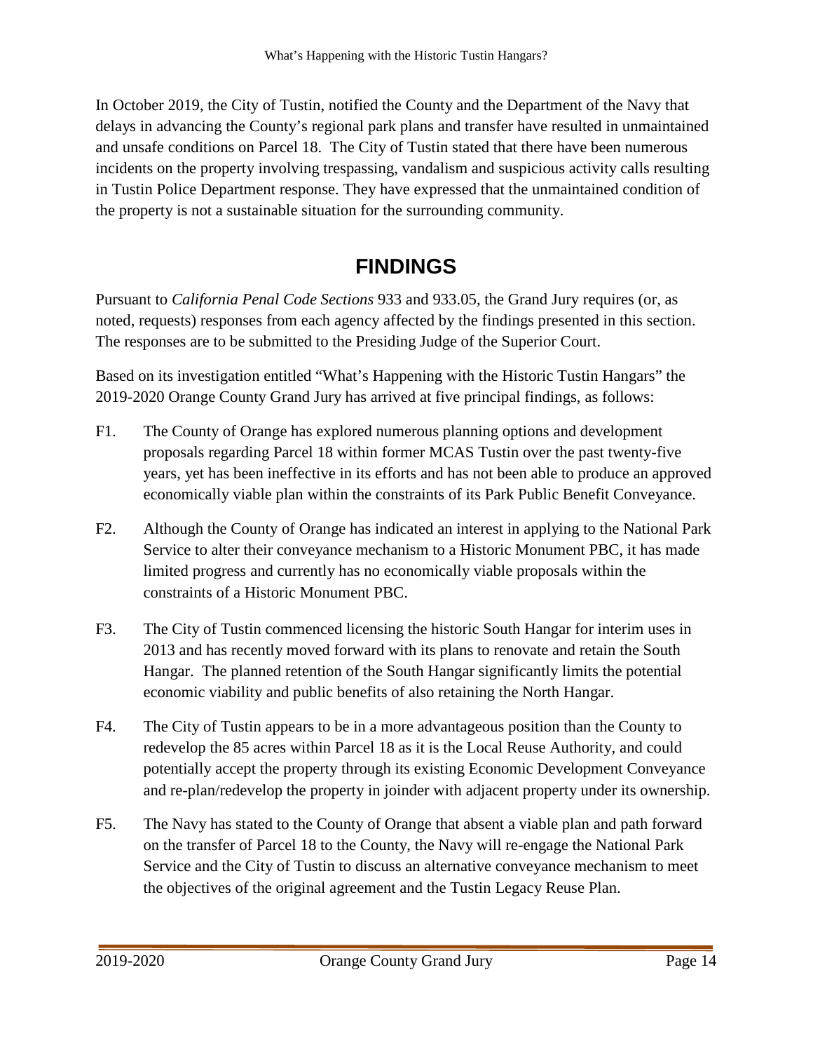In October 2019, the City of Tustin, notified the County and the Department of the Navy that delays in advancing the County's regional park plans and transfer have resulted in unmaintained and unsafe conditions on Parcel 18. The City of Tustin stated that there have been numerous incidents on the property involving trespassing, vandalism and suspicious activity calls resulting in Tustin Police Department response. They have expressed that the unmaintained condition of the property is not a sustainable situation for the surrounding community.

## FINDINGS

Pursuant to *California Penal Code Sections* 933 and 933.05, the Grand Jury requires (or, as noted, requests) responses from each agency affected by the findings presented in this section. The responses are to be submitted to the Presiding Judge of the Superior Court.

Based on its investigation entitled "What's Happening with the Historic Tustin Hangars" the 2019-2020 Orange County Grand Jury has arrived at five principal findings, as follows:

F1. The County of Orange has explored numerous planning options and development proposals regarding Parcel 18 within former MCAS Tustin over the past twenty-five years, yet has been ineffective in its efforts and has not been able to produce an approved economically viable plan within the constraints of its Park Public Benefit Conveyance.

F2. Although the County of Orange has indicated an interest in applying to the National Park Service to alter their conveyance mechanism to a Historic Monument PBC, it has made limited progress and currently has no economically viable proposals within the constraints of a Historic Monument PBC.

F3. The City of Tustin commenced licensing the historic South Hangar for interim uses in 2013 and has recently moved forward with its plans to renovate and retain the South Hangar. The planned retention of the South Hangar significantly limits the potential economic viability and public benefits of also retaining the North Hangar.

F4. The City of Tustin appears to be in a more advantageous position than the County to redevelop the 85 acres within Parcel 18 as it is the Local Reuse Authority, and could potentially accept the property through its existing Economic Development Conveyance and re-plan/redevelop the property in joinder with adjacent property under its ownership.

F5. The Navy has stated to the County of Orange that absent a viable plan and path forward on the transfer of Parcel 18 to the County, the Navy will re-engage the National Park Service and the City of Tustin to discuss an alternative conveyance mechanism to meet the objectives of the original agreement and the Tustin Legacy Reuse Plan.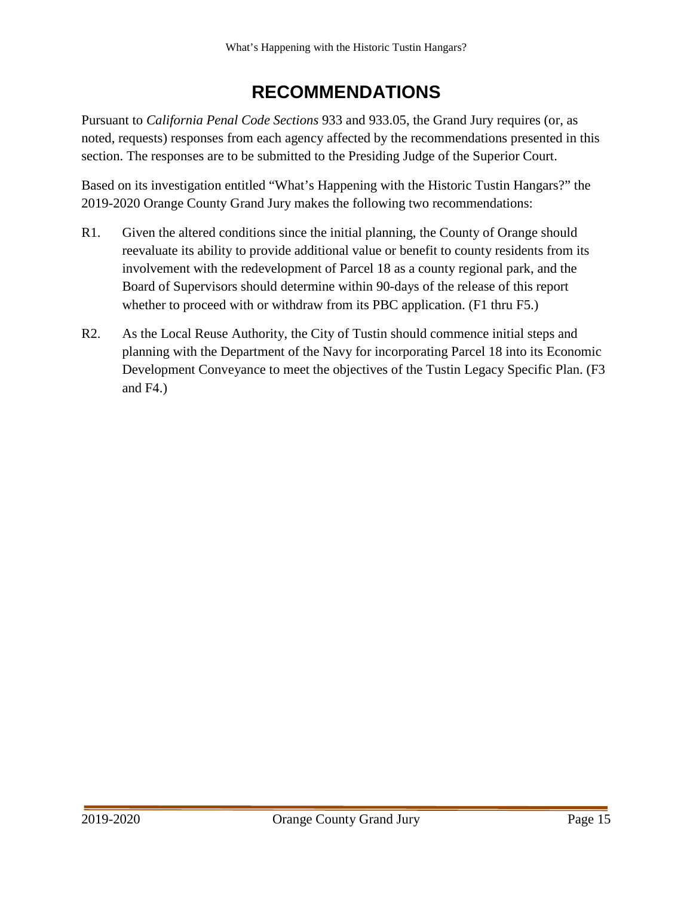# RECOMMENDATIONS

Pursuant to *California Penal Code Sections* 933 and 933.05, the Grand Jury requires (or, as noted, requests) responses from each agency affected by the recommendations presented in this section. The responses are to be submitted to the Presiding Judge of the Superior Court.

Based on its investigation entitled "What's Happening with the Historic Tustin Hangars?" the 2019-2020 Orange County Grand Jury makes the following two recommendations:

R1. Given the altered conditions since the initial planning, the County of Orange should reevaluate its ability to provide additional value or benefit to county residents from its involvement with the redevelopment of Parcel 18 as a county regional park, and the Board of Supervisors should determine within 90-days of the release of this report whether to proceed with or withdraw from its PBC application. (F1 thru F5.)

R2. As the Local Reuse Authority, the City of Tustin should commence initial steps and planning with the Department of the Navy for incorporating Parcel 18 into its Economic Development Conveyance to meet the objectives of the Tustin Legacy Specific Plan. (F3 and F4.)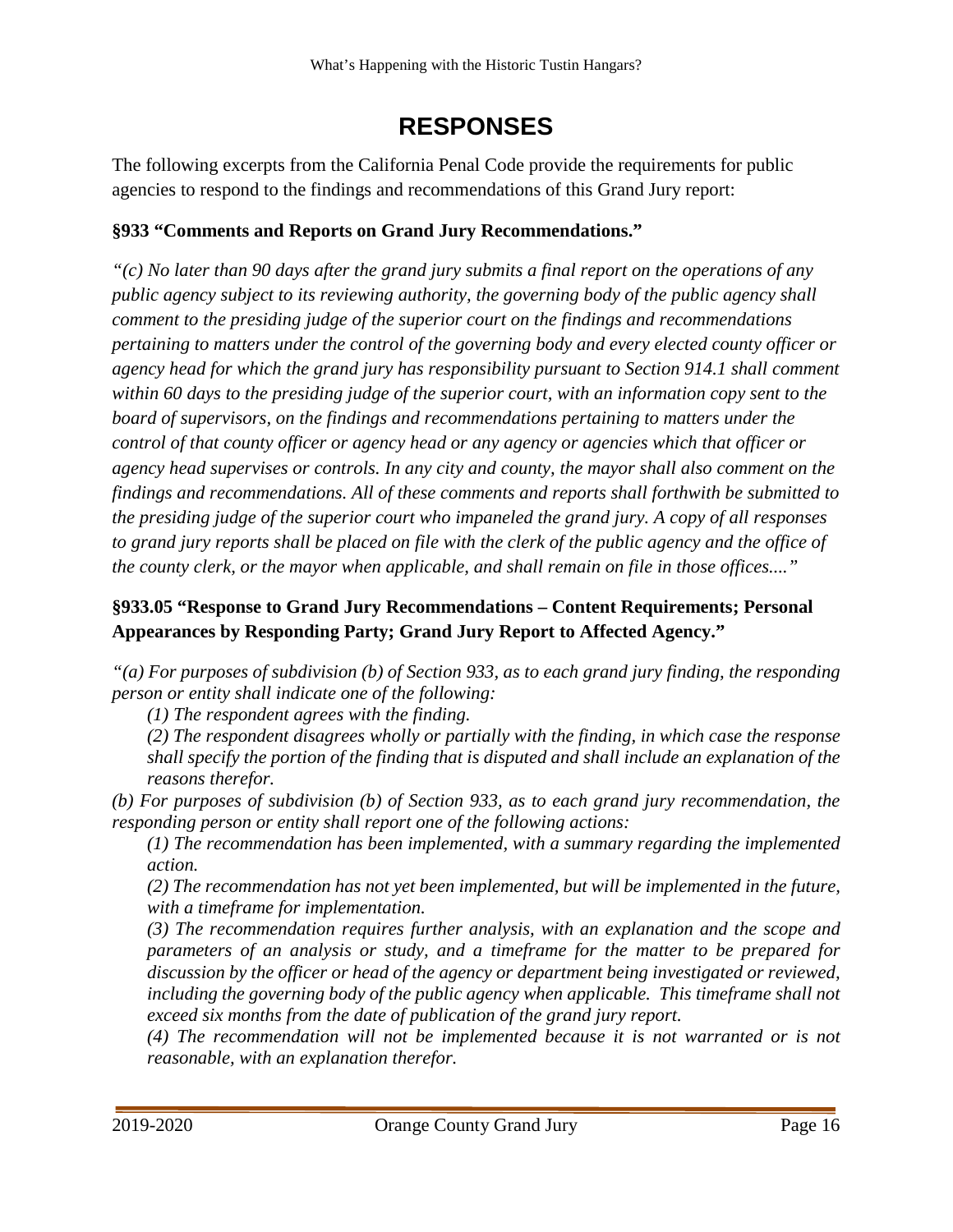# RESPONSES

The following excerpts from the California Penal Code provide the requirements for public agencies to respond to the findings and recommendations of this Grand Jury report:

**§933 "Comments and Reports on Grand Jury Recommendations."**

*"(c) No later than 90 days after the grand jury submits a final report on the operations of any public agency subject to its reviewing authority, the governing body of the public agency shall comment to the presiding judge of the superior court on the findings and recommendations pertaining to matters under the control of the governing body and every elected county officer or agency head for which the grand jury has responsibility pursuant to Section 914.1 shall comment within 60 days to the presiding judge of the superior court, with an information copy sent to the board of supervisors, on the findings and recommendations pertaining to matters under the control of that county officer or agency head or any agency or agencies which that officer or agency head supervises or controls. In any city and county, the mayor shall also comment on the findings and recommendations. All of these comments and reports shall forthwith be submitted to the presiding judge of the superior court who impaneled the grand jury. A copy of all responses to grand jury reports shall be placed on file with the clerk of the public agency and the office of the county clerk, or the mayor when applicable, and shall remain on file in those offices...."*

**§933.05 "Response to Grand Jury Recommendations – Content Requirements; Personal Appearances by Responding Party; Grand Jury Report to Affected Agency."**

*"(a) For purposes of subdivision (b) of Section 933, as to each grand jury finding, the responding person or entity shall indicate one of the following:*

*(1) The respondent agrees with the finding.*

*(2) The respondent disagrees wholly or partially with the finding, in which case the response shall specify the portion of the finding that is disputed and shall include an explanation of the reasons therefor.*

*(b) For purposes of subdivision (b) of Section 933, as to each grand jury recommendation, the responding person or entity shall report one of the following actions:*

*(1) The recommendation has been implemented, with a summary regarding the implemented action.*

*(2) The recommendation has not yet been implemented, but will be implemented in the future, with a timeframe for implementation.*

*(3) The recommendation requires further analysis, with an explanation and the scope and parameters of an analysis or study, and a timeframe for the matter to be prepared for discussion by the officer or head of the agency or department being investigated or reviewed, including the governing body of the public agency when applicable. This timeframe shall not exceed six months from the date of publication of the grand jury report.*

*(4) The recommendation will not be implemented because it is not warranted or is not reasonable, with an explanation therefor.*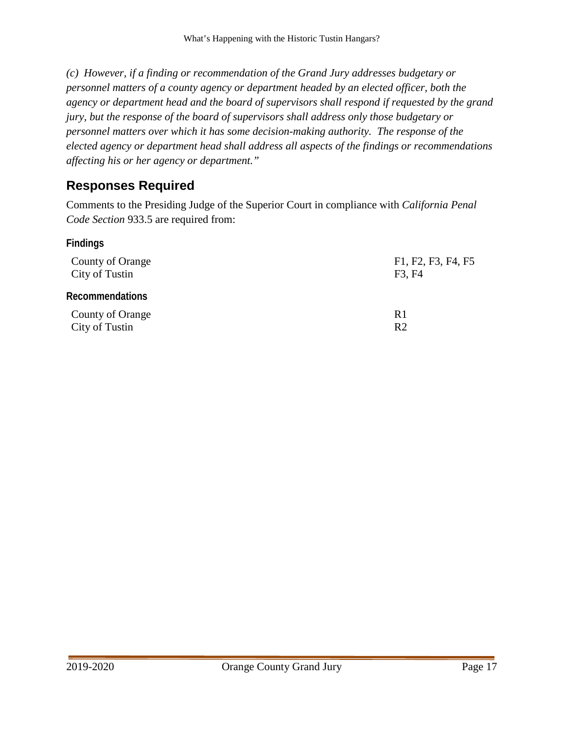*(c) However, if a finding or recommendation of the Grand Jury addresses budgetary or personnel matters of a county agency or department headed by an elected officer, both the agency or department head and the board of supervisors shall respond if requested by the grand jury, but the response of the board of supervisors shall address only those budgetary or personnel matters over which it has some decision-making authority. The response of the elected agency or department head shall address all aspects of the findings or recommendations affecting his or her agency or department."*

## Responses Required

Comments to the Presiding Judge of the Superior Court in compliance with *California Penal Code Section* 933.5 are required from:

### Findings

| | |
|---|---|
| County of Orange | F1, F2, F3, F4, F5 |
| City of Tustin | F3, F4 |

### Recommendations

| | |
|---|---|
| County of Orange | R1 |
| City of Tustin | R2 |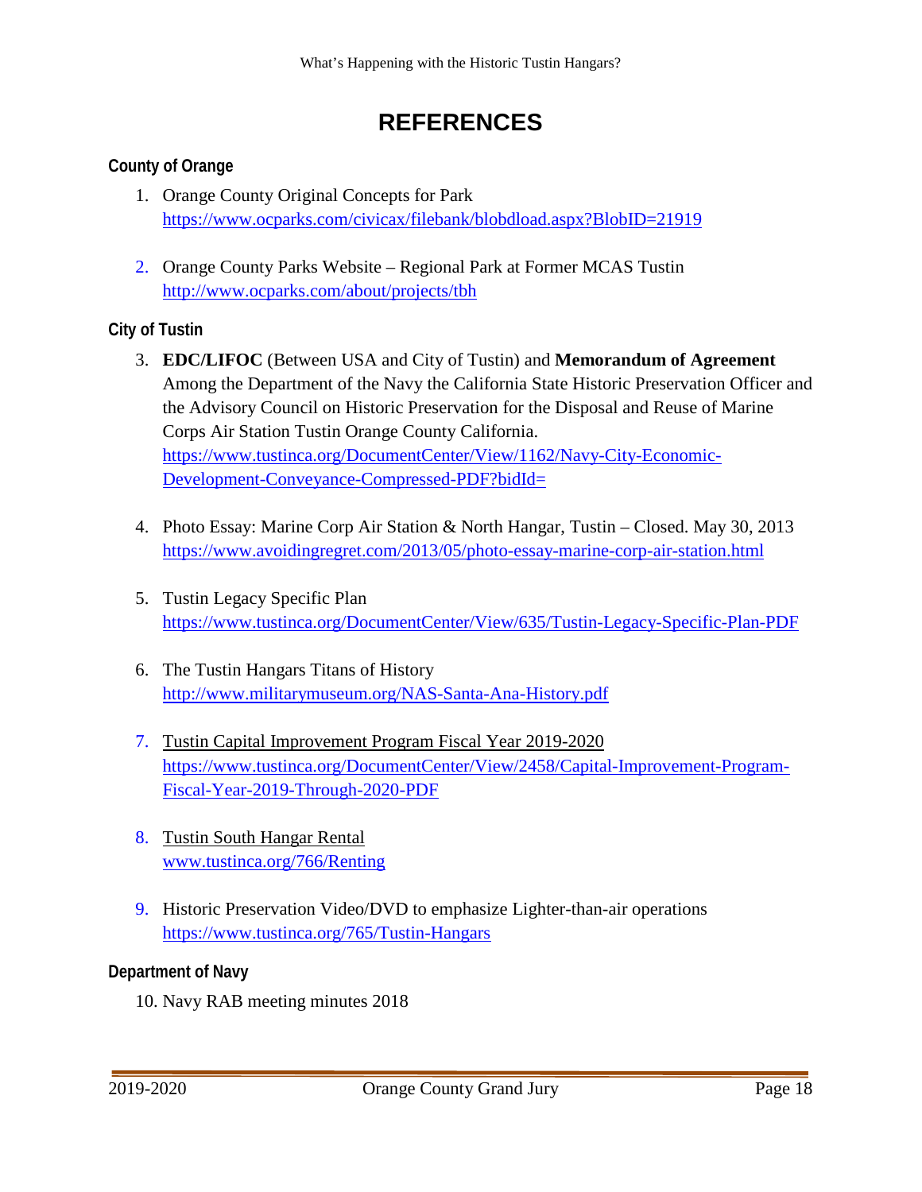# REFERENCES

### County of Orange

1. Orange County Original Concepts for Park
   https://www.ocparks.com/civicax/filebank/blobdload.aspx?BlobID=21919

2. Orange County Parks Website – Regional Park at Former MCAS Tustin
   http://www.ocparks.com/about/projects/tbh

### City of Tustin

3. **EDC/LIFOC** (Between USA and City of Tustin) and **Memorandum of Agreement** Among the Department of the Navy the California State Historic Preservation Officer and the Advisory Council on Historic Preservation for the Disposal and Reuse of Marine Corps Air Station Tustin Orange County California.
   https://www.tustinca.org/DocumentCenter/View/1162/Navy-City-Economic-Development-Conveyance-Compressed-PDF?bidId=

4. Photo Essay: Marine Corp Air Station & North Hangar, Tustin – Closed. May 30, 2013
   https://www.avoidingregret.com/2013/05/photo-essay-marine-corp-air-station.html

5. Tustin Legacy Specific Plan
   https://www.tustinca.org/DocumentCenter/View/635/Tustin-Legacy-Specific-Plan-PDF

6. The Tustin Hangars Titans of History
   http://www.militarymuseum.org/NAS-Santa-Ana-History.pdf

7. Tustin Capital Improvement Program Fiscal Year 2019-2020
   https://www.tustinca.org/DocumentCenter/View/2458/Capital-Improvement-Program-Fiscal-Year-2019-Through-2020-PDF

8. Tustin South Hangar Rental
   www.tustinca.org/766/Renting

9. Historic Preservation Video/DVD to emphasize Lighter-than-air operations
   https://www.tustinca.org/765/Tustin-Hangars

### Department of Navy

10. Navy RAB meeting minutes 2018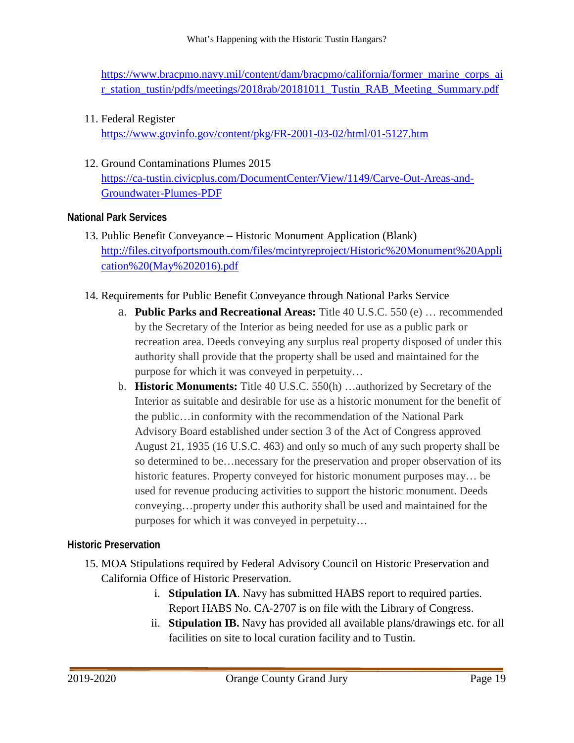https://www.bracpmo.navy.mil/content/dam/bracpmo/california/former_marine_corps_air_station_tustin/pdfs/meetings/2018rab/20181011_Tustin_RAB_Meeting_Summary.pdf

11. Federal Register
https://www.govinfo.gov/content/pkg/FR-2001-03-02/html/01-5127.htm

12. Ground Contaminations Plumes 2015
https://ca-tustin.civicplus.com/DocumentCenter/View/1149/Carve-Out-Areas-and-Groundwater-Plumes-PDF

### National Park Services

13. Public Benefit Conveyance – Historic Monument Application (Blank)
http://files.cityofportsmouth.com/files/mcintyreproject/Historic%20Monument%20Application%20(May%202016).pdf

14. Requirements for Public Benefit Conveyance through National Parks Service
    a. **Public Parks and Recreational Areas:** Title 40 U.S.C. 550 (e) … recommended by the Secretary of the Interior as being needed for use as a public park or recreation area. Deeds conveying any surplus real property disposed of under this authority shall provide that the property shall be used and maintained for the purpose for which it was conveyed in perpetuity…
    b. **Historic Monuments:** Title 40 U.S.C. 550(h) …authorized by Secretary of the Interior as suitable and desirable for use as a historic monument for the benefit of the public…in conformity with the recommendation of the National Park Advisory Board established under section 3 of the Act of Congress approved August 21, 1935 (16 U.S.C. 463) and only so much of any such property shall be so determined to be…necessary for the preservation and proper observation of its historic features. Property conveyed for historic monument purposes may… be used for revenue producing activities to support the historic monument. Deeds conveying…property under this authority shall be used and maintained for the purposes for which it was conveyed in perpetuity…

### Historic Preservation

15. MOA Stipulations required by Federal Advisory Council on Historic Preservation and California Office of Historic Preservation.
    i. **Stipulation IA**. Navy has submitted HABS report to required parties. Report HABS No. CA-2707 is on file with the Library of Congress.
    ii. **Stipulation IB.** Navy has provided all available plans/drawings etc. for all facilities on site to local curation facility and to Tustin.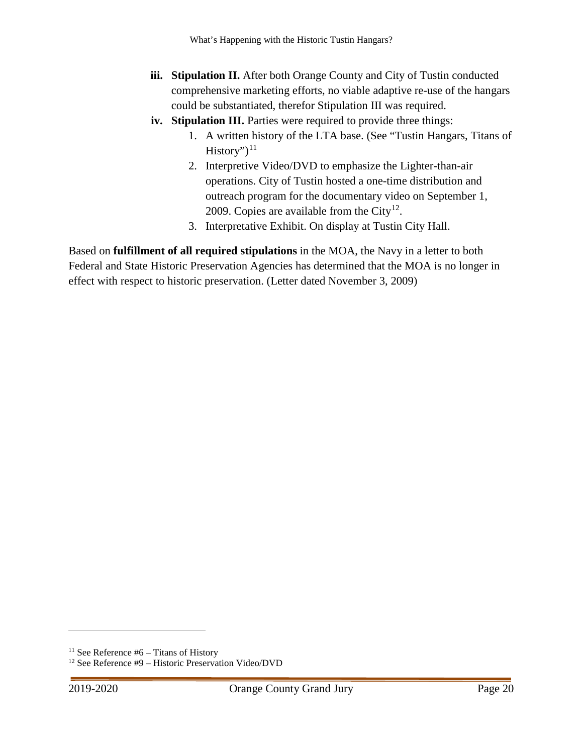iii. **Stipulation II.** After both Orange County and City of Tustin conducted comprehensive marketing efforts, no viable adaptive re-use of the hangars could be substantiated, therefor Stipulation III was required.

iv. **Stipulation III.** Parties were required to provide three things:

   1. A written history of the LTA base. (See "Tustin Hangars, Titans of History")[11]
   2. Interpretive Video/DVD to emphasize the Lighter-than-air operations. City of Tustin hosted a one-time distribution and outreach program for the documentary video on September 1, 2009. Copies are available from the City[12].
   3. Interpretative Exhibit. On display at Tustin City Hall.

Based on **fulfillment of all required stipulations** in the MOA, the Navy in a letter to both Federal and State Historic Preservation Agencies has determined that the MOA is no longer in effect with respect to historic preservation. (Letter dated November 3, 2009)

---

[11] See Reference #6 – Titans of History

[12] See Reference #9 – Historic Preservation Video/DVD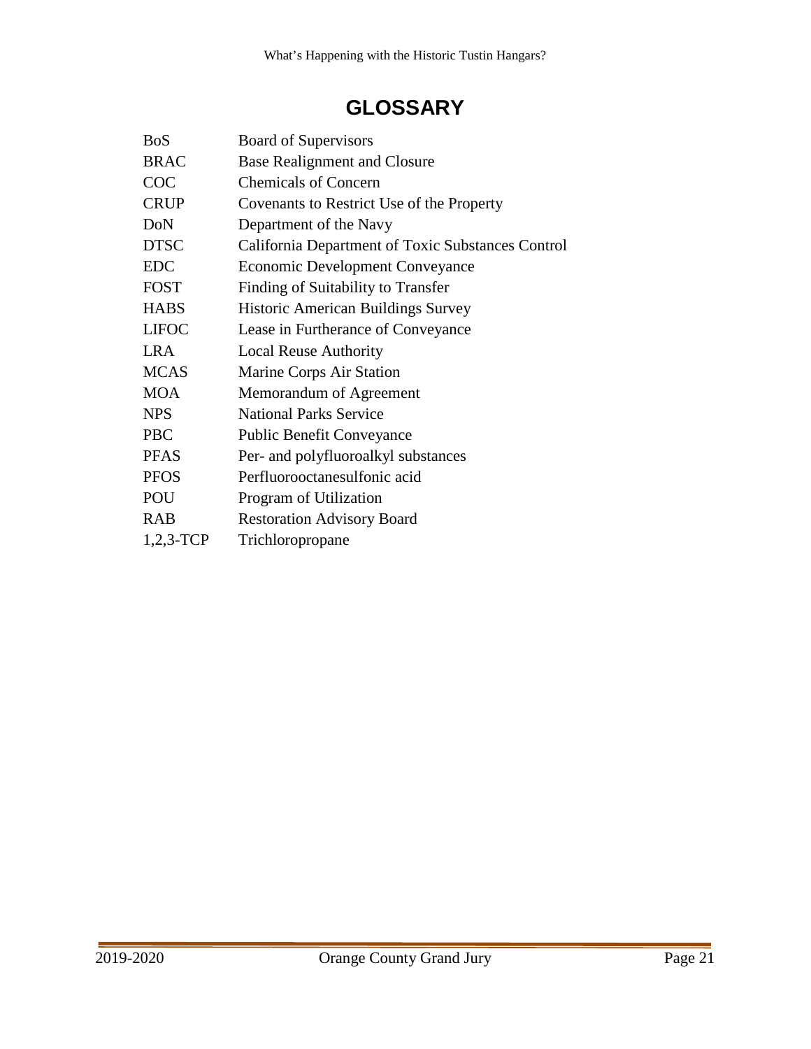# GLOSSARY

| | |
|---|---|
| BoS | Board of Supervisors |
| BRAC | Base Realignment and Closure |
| COC | Chemicals of Concern |
| CRUP | Covenants to Restrict Use of the Property |
| DoN | Department of the Navy |
| DTSC | California Department of Toxic Substances Control |
| EDC | Economic Development Conveyance |
| FOST | Finding of Suitability to Transfer |
| HABS | Historic American Buildings Survey |
| LIFOC | Lease in Furtherance of Conveyance |
| LRA | Local Reuse Authority |
| MCAS | Marine Corps Air Station |
| MOA | Memorandum of Agreement |
| NPS | National Parks Service |
| PBC | Public Benefit Conveyance |
| PFAS | Per- and polyfluoroalkyl substances |
| PFOS | Perfluorooctanesulfonic acid |
| POU | Program of Utilization |
| RAB | Restoration Advisory Board |
| 1,2,3-TCP | Trichloropropane |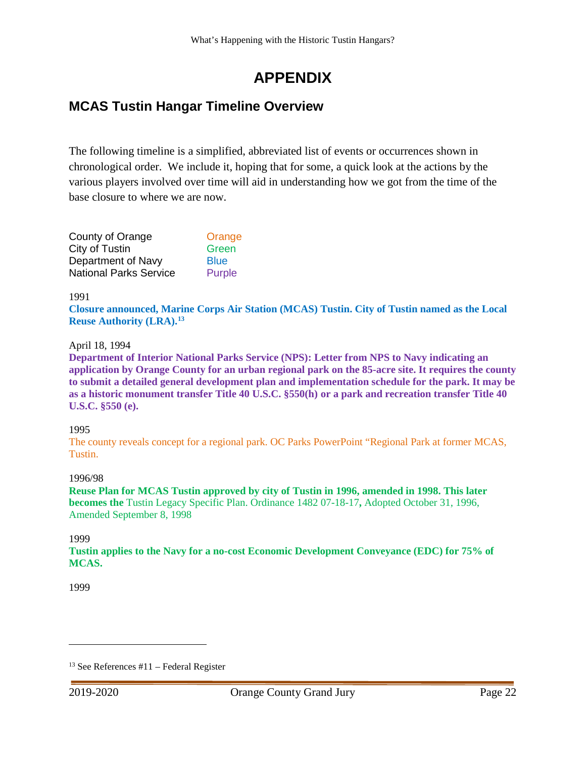# APPENDIX

## MCAS Tustin Hangar Timeline Overview

The following timeline is a simplified, abbreviated list of events or occurrences shown in chronological order. We include it, hoping that for some, a quick look at the actions by the various players involved over time will aid in understanding how we got from the time of the base closure to where we are now.

| | |
|---|---|
| County of Orange | Orange |
| City of Tustin | Green |
| Department of Navy | Blue |
| National Parks Service | Purple |

1991

**Closure announced, Marine Corps Air Station (MCAS) Tustin. City of Tustin named as the Local Reuse Authority (LRA).[13]**

April 18, 1994

**Department of Interior National Parks Service (NPS): Letter from NPS to Navy indicating an application by Orange County for an urban regional park on the 85-acre site. It requires the county to submit a detailed general development plan and implementation schedule for the park. It may be as a historic monument transfer Title 40 U.S.C. §550(h) or a park and recreation transfer Title 40 U.S.C. §550 (e).**

1995

The county reveals concept for a regional park. OC Parks PowerPoint "Regional Park at former MCAS, Tustin.

1996/98

**Reuse Plan for MCAS Tustin approved by city of Tustin in 1996, amended in 1998. This later becomes the** Tustin Legacy Specific Plan. Ordinance 1482 07-18-17**,** Adopted October 31, 1996, Amended September 8, 1998

1999

**Tustin applies to the Navy for a no-cost Economic Development Conveyance (EDC) for 75% of MCAS.**

1999

---

[13] See References #11 – Federal Register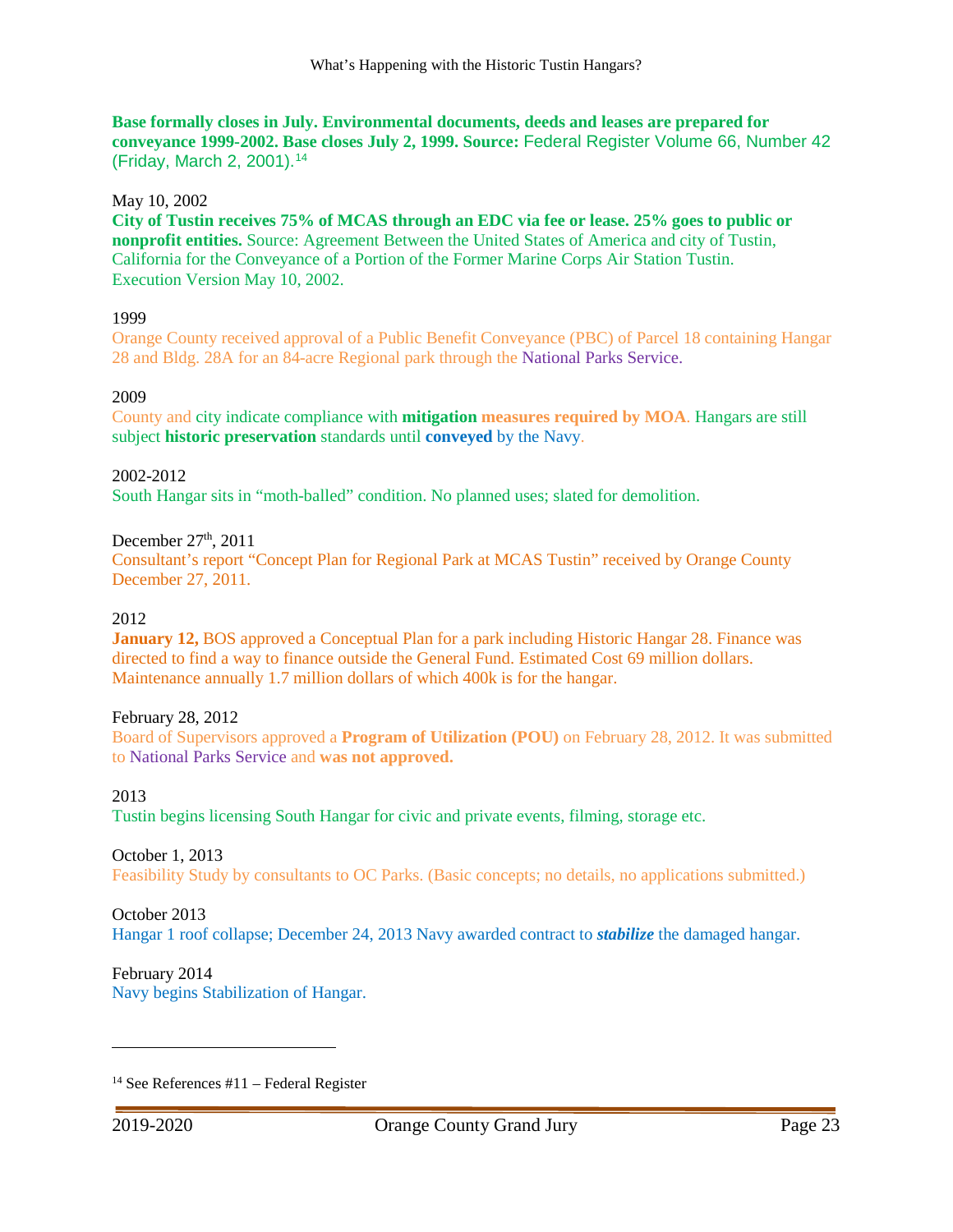**Base formally closes in July. Environmental documents, deeds and leases are prepared for conveyance 1999-2002. Base closes July 2, 1999. Source:** Federal Register Volume 66, Number 42 (Friday, March 2, 2001).[14]

May 10, 2002

**City of Tustin receives 75% of MCAS through an EDC via fee or lease. 25% goes to public or nonprofit entities.** Source: Agreement Between the United States of America and city of Tustin, California for the Conveyance of a Portion of the Former Marine Corps Air Station Tustin. Execution Version May 10, 2002.

1999

Orange County received approval of a Public Benefit Conveyance (PBC) of Parcel 18 containing Hangar 28 and Bldg. 28A for an 84-acre Regional park through the National Parks Service.

2009

County and city indicate compliance with **mitigation measures required by MOA**. Hangars are still subject **historic preservation** standards until **conveyed** by the Navy.

2002-2012

South Hangar sits in "moth-balled" condition. No planned uses; slated for demolition.

December 27th, 2011

Consultant's report "Concept Plan for Regional Park at MCAS Tustin" received by Orange County December 27, 2011.

2012

**January 12,** BOS approved a Conceptual Plan for a park including Historic Hangar 28. Finance was directed to find a way to finance outside the General Fund. Estimated Cost 69 million dollars. Maintenance annually 1.7 million dollars of which 400k is for the hangar.

February 28, 2012

Board of Supervisors approved a **Program of Utilization (POU)** on February 28, 2012. It was submitted to National Parks Service and **was not approved.**

2013

Tustin begins licensing South Hangar for civic and private events, filming, storage etc.

October 1, 2013

Feasibility Study by consultants to OC Parks. (Basic concepts; no details, no applications submitted.)

October 2013

Hangar 1 roof collapse; December 24, 2013 Navy awarded contract to ***stabilize*** the damaged hangar.

February 2014

Navy begins Stabilization of Hangar.

---

[14] See References #11 – Federal Register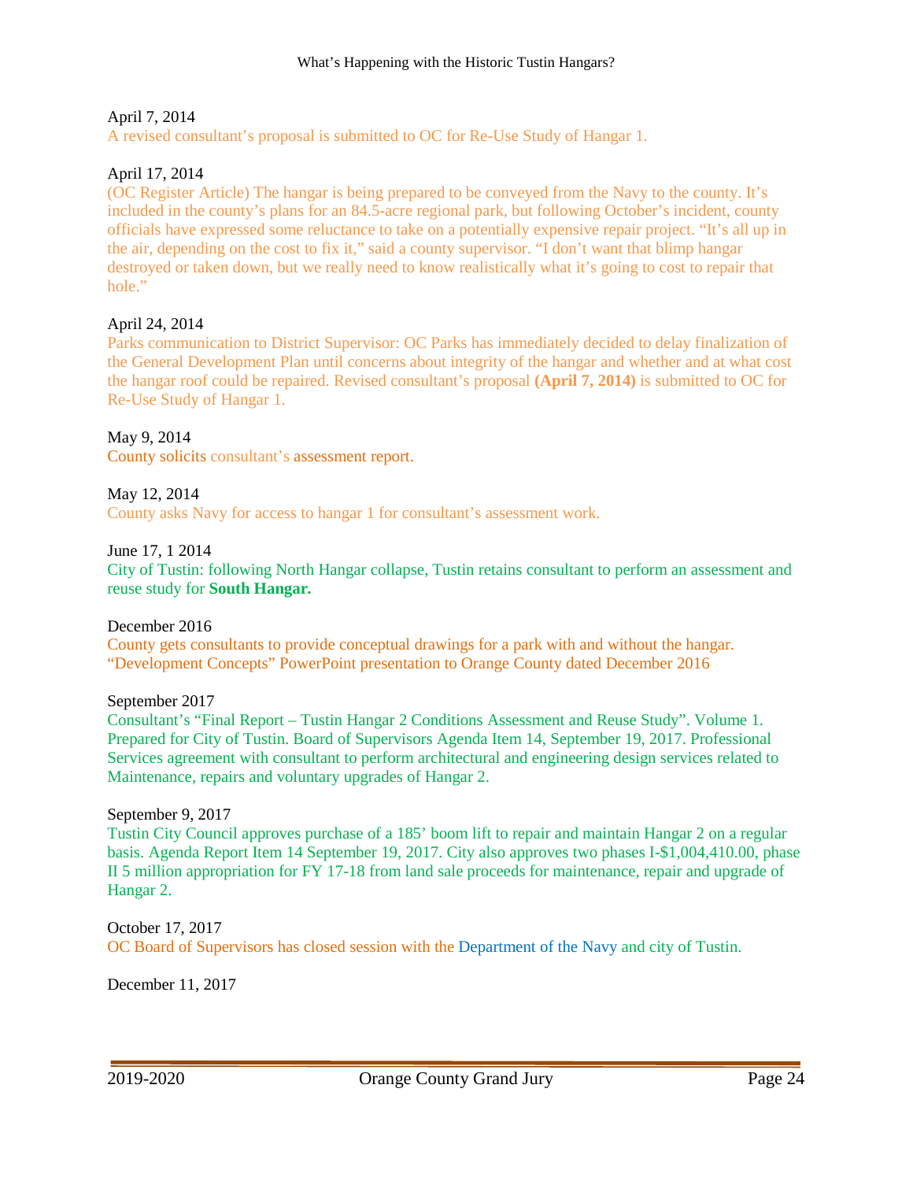April 7, 2014

A revised consultant's proposal is submitted to OC for Re-Use Study of Hangar 1.

April 17, 2014

(OC Register Article) The hangar is being prepared to be conveyed from the Navy to the county. It's included in the county's plans for an 84.5-acre regional park, but following October's incident, county officials have expressed some reluctance to take on a potentially expensive repair project. "It's all up in the air, depending on the cost to fix it," said a county supervisor. "I don't want that blimp hangar destroyed or taken down, but we really need to know realistically what it's going to cost to repair that hole."

April 24, 2014

Parks communication to District Supervisor: OC Parks has immediately decided to delay finalization of the General Development Plan until concerns about integrity of the hangar and whether and at what cost the hangar roof could be repaired. Revised consultant's proposal **(April 7, 2014)** is submitted to OC for Re-Use Study of Hangar 1.

May 9, 2014

County solicits consultant's assessment report.

May 12, 2014

County asks Navy for access to hangar 1 for consultant's assessment work.

June 17, 1 2014

City of Tustin: following North Hangar collapse, Tustin retains consultant to perform an assessment and reuse study for **South Hangar.**

December 2016

County gets consultants to provide conceptual drawings for a park with and without the hangar. "Development Concepts" PowerPoint presentation to Orange County dated December 2016

September 2017

Consultant's "Final Report – Tustin Hangar 2 Conditions Assessment and Reuse Study". Volume 1. Prepared for City of Tustin. Board of Supervisors Agenda Item 14, September 19, 2017. Professional Services agreement with consultant to perform architectural and engineering design services related to Maintenance, repairs and voluntary upgrades of Hangar 2.

September 9, 2017

Tustin City Council approves purchase of a 185' boom lift to repair and maintain Hangar 2 on a regular basis. Agenda Report Item 14 September 19, 2017. City also approves two phases I-$1,004,410.00, phase II 5 million appropriation for FY 17-18 from land sale proceeds for maintenance, repair and upgrade of Hangar 2.

October 17, 2017

OC Board of Supervisors has closed session with the Department of the Navy and city of Tustin.

December 11, 2017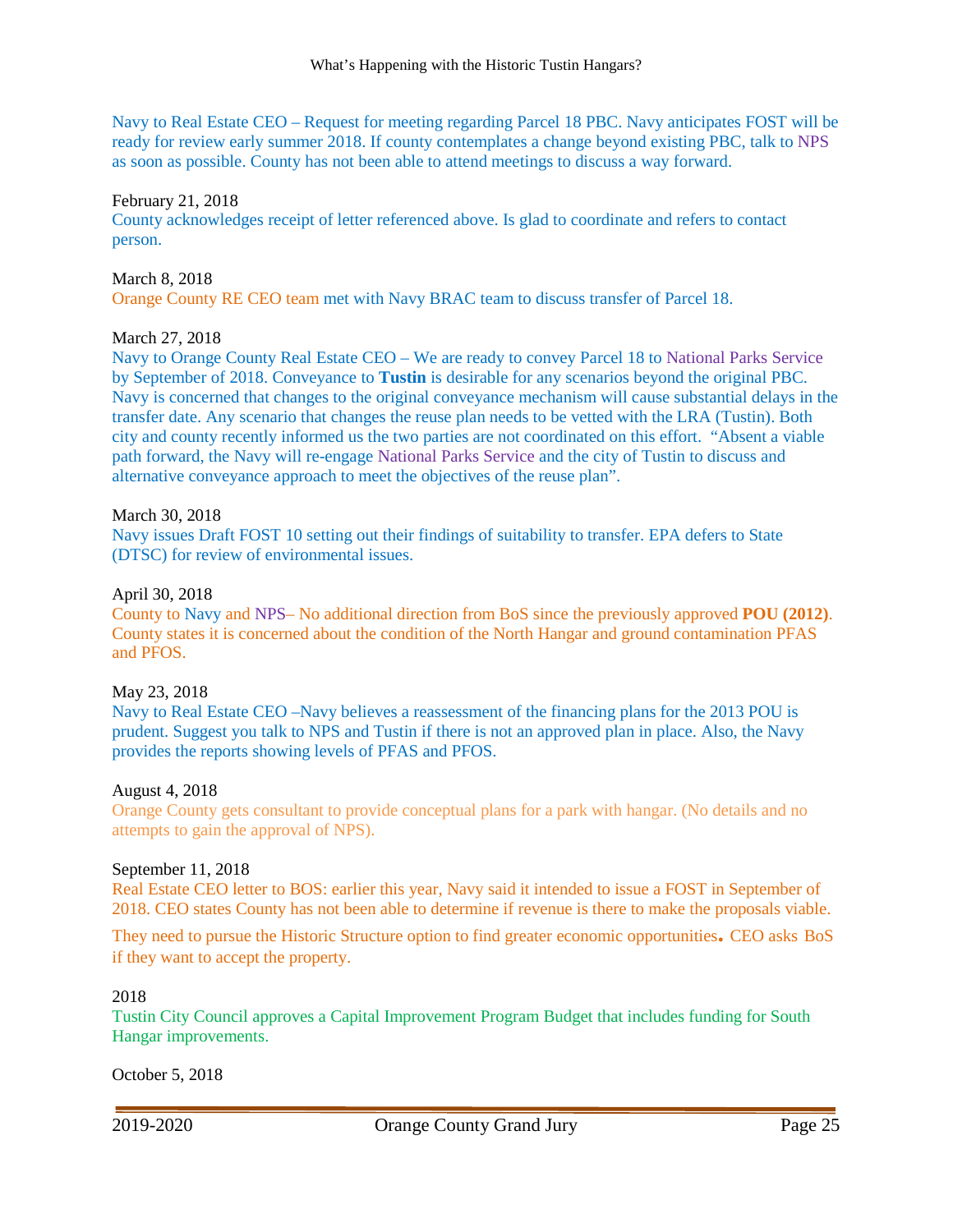Navy to Real Estate CEO – Request for meeting regarding Parcel 18 PBC. Navy anticipates FOST will be ready for review early summer 2018. If county contemplates a change beyond existing PBC, talk to NPS as soon as possible. County has not been able to attend meetings to discuss a way forward.

February 21, 2018
County acknowledges receipt of letter referenced above. Is glad to coordinate and refers to contact person.

March 8, 2018
Orange County RE CEO team met with Navy BRAC team to discuss transfer of Parcel 18.

March 27, 2018
Navy to Orange County Real Estate CEO – We are ready to convey Parcel 18 to National Parks Service by September of 2018. Conveyance to **Tustin** is desirable for any scenarios beyond the original PBC. Navy is concerned that changes to the original conveyance mechanism will cause substantial delays in the transfer date. Any scenario that changes the reuse plan needs to be vetted with the LRA (Tustin). Both city and county recently informed us the two parties are not coordinated on this effort. "Absent a viable path forward, the Navy will re-engage National Parks Service and the city of Tustin to discuss and alternative conveyance approach to meet the objectives of the reuse plan".

March 30, 2018
Navy issues Draft FOST 10 setting out their findings of suitability to transfer. EPA defers to State (DTSC) for review of environmental issues.

April 30, 2018
County to Navy and NPS– No additional direction from BoS since the previously approved **POU (2012)**. County states it is concerned about the condition of the North Hangar and ground contamination PFAS and PFOS.

May 23, 2018
Navy to Real Estate CEO –Navy believes a reassessment of the financing plans for the 2013 POU is prudent. Suggest you talk to NPS and Tustin if there is not an approved plan in place. Also, the Navy provides the reports showing levels of PFAS and PFOS.

August 4, 2018
Orange County gets consultant to provide conceptual plans for a park with hangar. (No details and no attempts to gain the approval of NPS).

September 11, 2018
Real Estate CEO letter to BOS: earlier this year, Navy said it intended to issue a FOST in September of 2018. CEO states County has not been able to determine if revenue is there to make the proposals viable.

They need to pursue the Historic Structure option to find greater economic opportunities. CEO asks BoS if they want to accept the property.

2018
Tustin City Council approves a Capital Improvement Program Budget that includes funding for South Hangar improvements.

October 5, 2018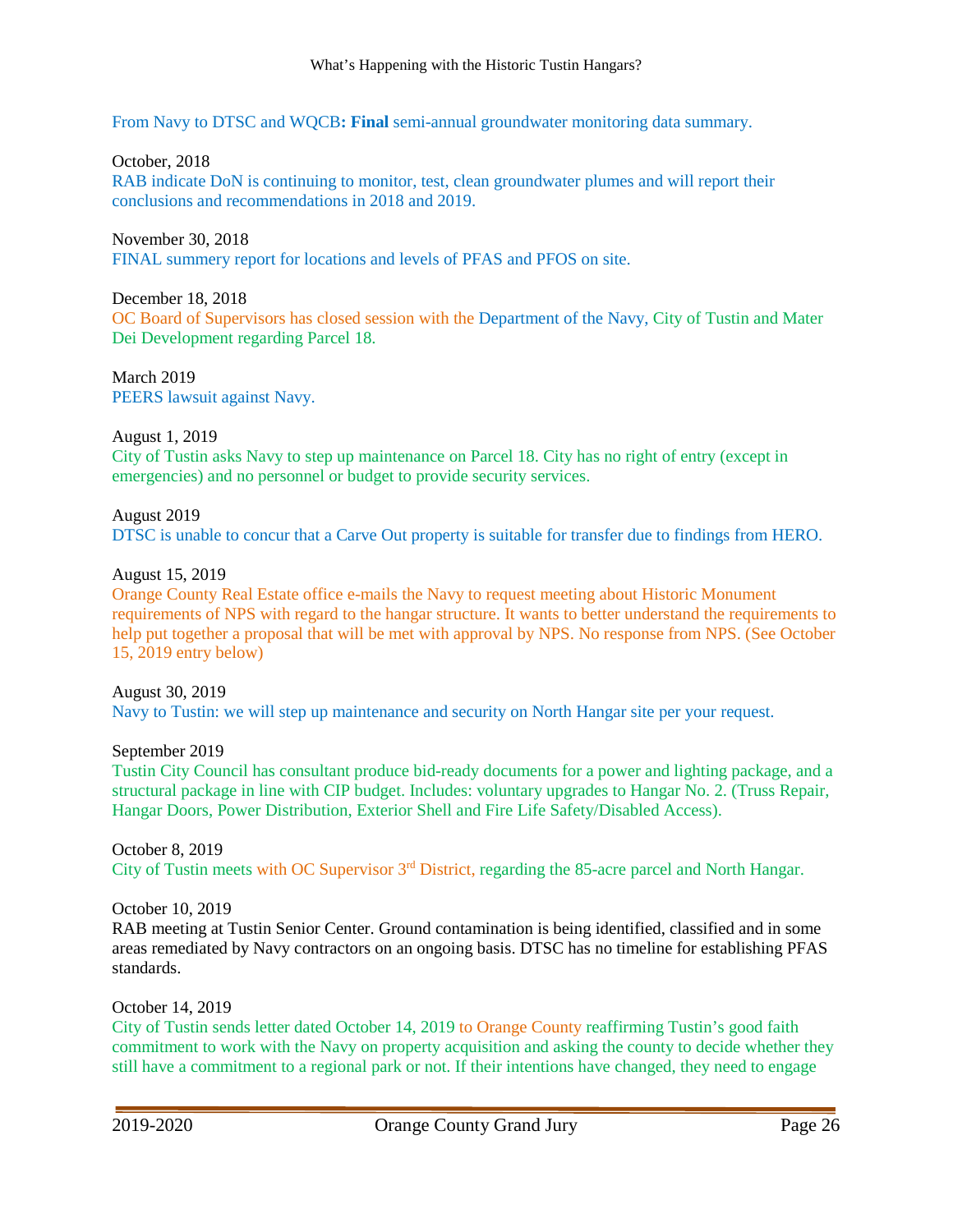From Navy to DTSC and WQCB**: Final** semi-annual groundwater monitoring data summary.

October, 2018
RAB indicate DoN is continuing to monitor, test, clean groundwater plumes and will report their conclusions and recommendations in 2018 and 2019.

November 30, 2018
FINAL summery report for locations and levels of PFAS and PFOS on site.

December 18, 2018
OC Board of Supervisors has closed session with the Department of the Navy, City of Tustin and Mater Dei Development regarding Parcel 18.

March 2019
PEERS lawsuit against Navy.

August 1, 2019
City of Tustin asks Navy to step up maintenance on Parcel 18. City has no right of entry (except in emergencies) and no personnel or budget to provide security services.

August 2019
DTSC is unable to concur that a Carve Out property is suitable for transfer due to findings from HERO.

August 15, 2019
Orange County Real Estate office e-mails the Navy to request meeting about Historic Monument requirements of NPS with regard to the hangar structure. It wants to better understand the requirements to help put together a proposal that will be met with approval by NPS. No response from NPS. (See October 15, 2019 entry below)

August 30, 2019
Navy to Tustin: we will step up maintenance and security on North Hangar site per your request.

September 2019
Tustin City Council has consultant produce bid-ready documents for a power and lighting package, and a structural package in line with CIP budget. Includes: voluntary upgrades to Hangar No. 2. (Truss Repair, Hangar Doors, Power Distribution, Exterior Shell and Fire Life Safety/Disabled Access).

October 8, 2019
City of Tustin meets with OC Supervisor 3rd District, regarding the 85-acre parcel and North Hangar.

October 10, 2019
RAB meeting at Tustin Senior Center. Ground contamination is being identified, classified and in some areas remediated by Navy contractors on an ongoing basis. DTSC has no timeline for establishing PFAS standards.

October 14, 2019
City of Tustin sends letter dated October 14, 2019 to Orange County reaffirming Tustin's good faith commitment to work with the Navy on property acquisition and asking the county to decide whether they still have a commitment to a regional park or not. If their intentions have changed, they need to engage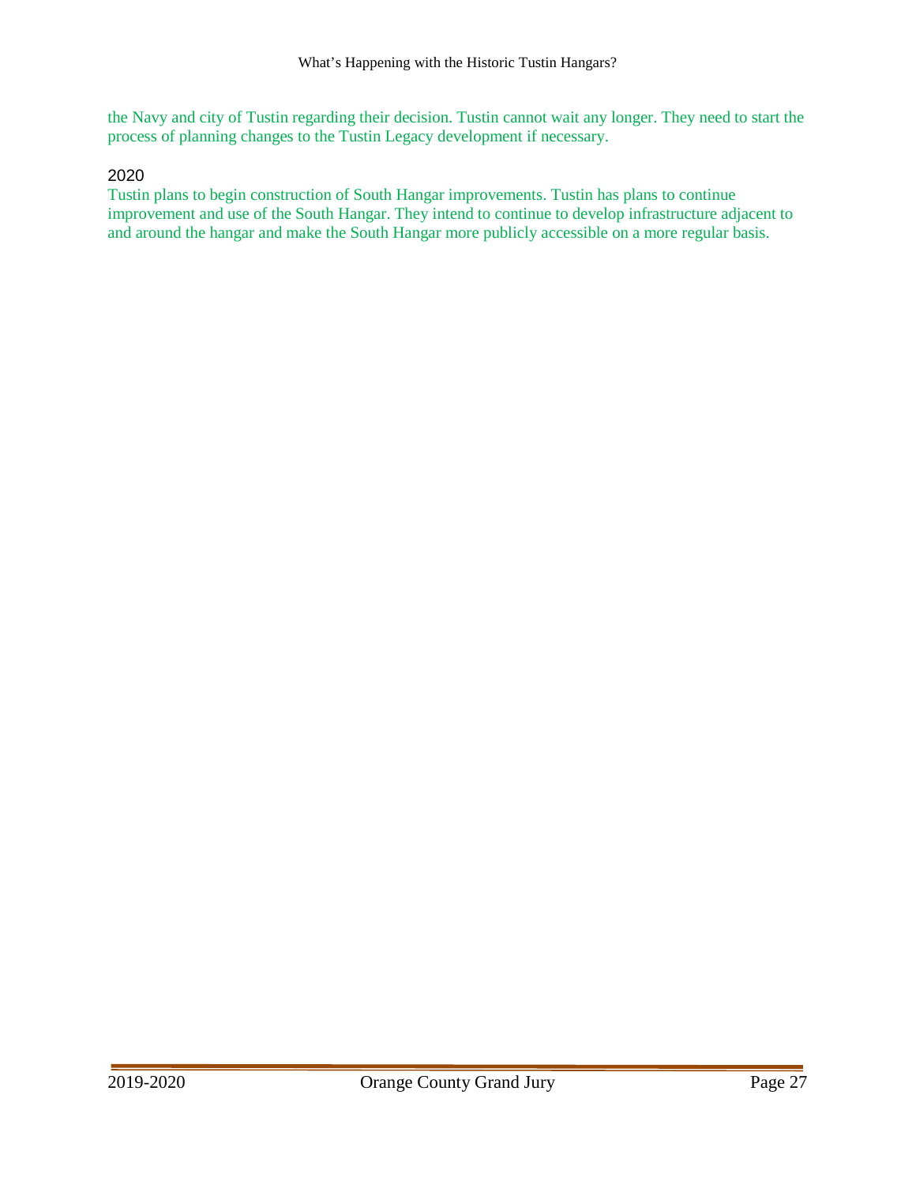the Navy and city of Tustin regarding their decision. Tustin cannot wait any longer. They need to start the process of planning changes to the Tustin Legacy development if necessary.

2020

Tustin plans to begin construction of South Hangar improvements. Tustin has plans to continue improvement and use of the South Hangar. They intend to continue to develop infrastructure adjacent to and around the hangar and make the South Hangar more publicly accessible on a more regular basis.